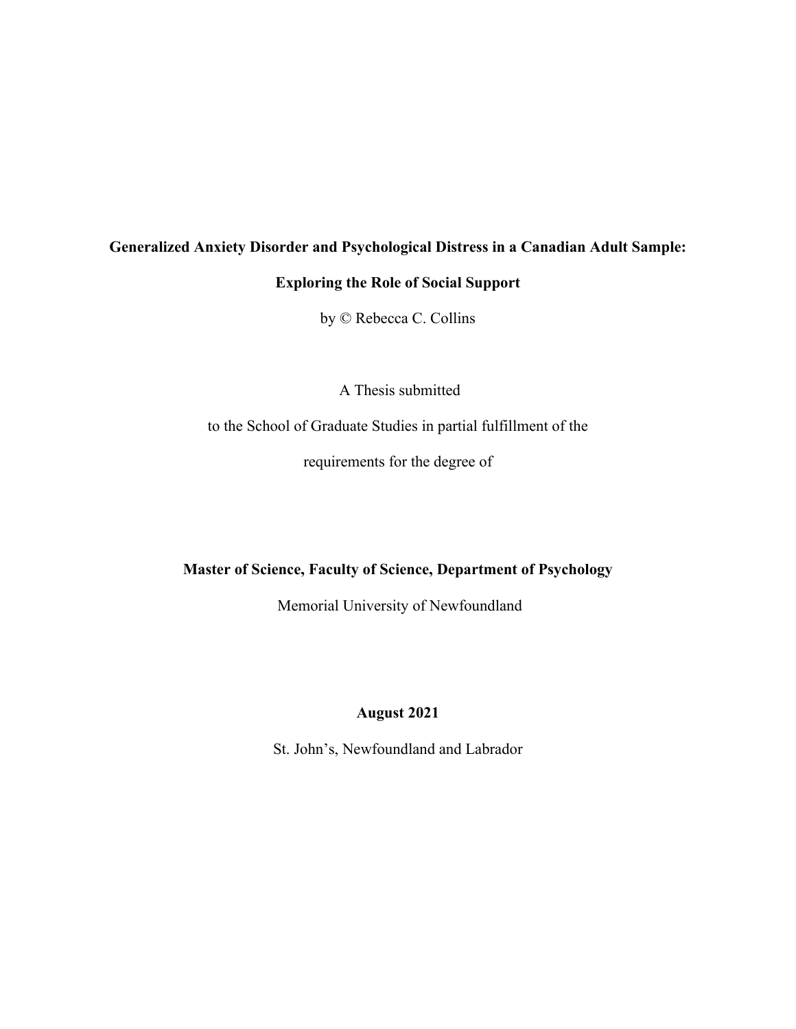**Generalized Anxiety Disorder and Psychological Distress in a Canadian Adult Sample:**

**Exploring the Role of Social Support**

by © Rebecca C. Collins

A Thesis submitted

to the School of Graduate Studies in partial fulfillment of the

requirements for the degree of

**Master of Science, Faculty of Science, Department of Psychology**

Memorial University of Newfoundland

**August 2021**

St. John's, Newfoundland and Labrador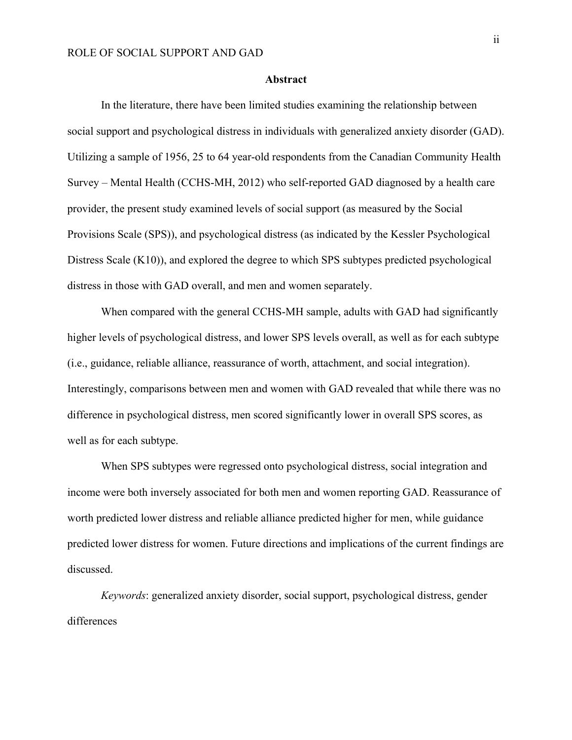## Abstract

In the literature, there have been limited studies examining the relationship between social support and psychological distress in individuals with generalized anxiety disorder (GAD). Utilizing a sample of 1956, 25 to 64 year-old respondents from the Canadian Community Health Survey – Mental Health (CCHS-MH, 2012) who self-reported GAD diagnosed by a health care provider, the present study examined levels of social support (as measured by the Social Provisions Scale (SPS)), and psychological distress (as indicated by the Kessler Psychological Distress Scale (K10)), and explored the degree to which SPS subtypes predicted psychological distress in those with GAD overall, and men and women separately.

When compared with the general CCHS-MH sample, adults with GAD had significantly higher levels of psychological distress, and lower SPS levels overall, as well as for each subtype (i.e., guidance, reliable alliance, reassurance of worth, attachment, and social integration). Interestingly, comparisons between men and women with GAD revealed that while there was no difference in psychological distress, men scored significantly lower in overall SPS scores, as well as for each subtype.

When SPS subtypes were regressed onto psychological distress, social integration and income were both inversely associated for both men and women reporting GAD. Reassurance of worth predicted lower distress and reliable alliance predicted higher for men, while guidance predicted lower distress for women. Future directions and implications of the current findings are discussed.

*Keywords*: generalized anxiety disorder, social support, psychological distress, gender differences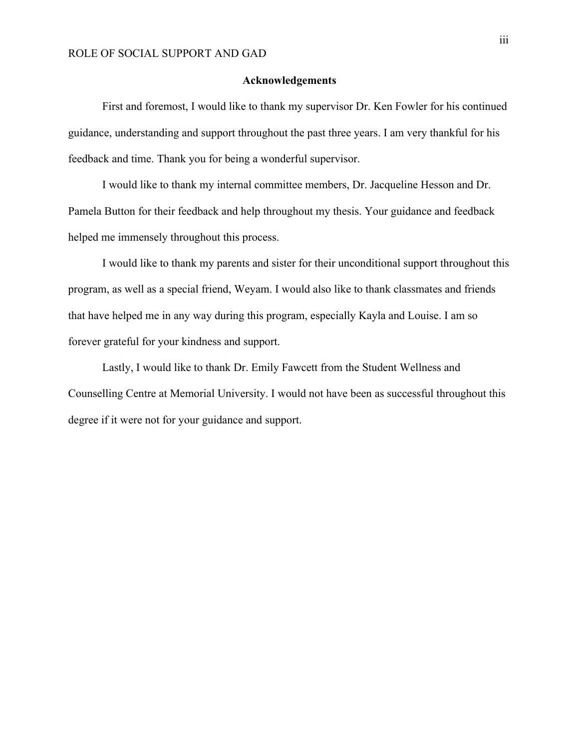## Acknowledgements

First and foremost, I would like to thank my supervisor Dr. Ken Fowler for his continued guidance, understanding and support throughout the past three years. I am very thankful for his feedback and time. Thank you for being a wonderful supervisor.

I would like to thank my internal committee members, Dr. Jacqueline Hesson and Dr. Pamela Button for their feedback and help throughout my thesis. Your guidance and feedback helped me immensely throughout this process.

I would like to thank my parents and sister for their unconditional support throughout this program, as well as a special friend, Weyam. I would also like to thank classmates and friends that have helped me in any way during this program, especially Kayla and Louise. I am so forever grateful for your kindness and support.

Lastly, I would like to thank Dr. Emily Fawcett from the Student Wellness and Counselling Centre at Memorial University. I would not have been as successful throughout this degree if it were not for your guidance and support.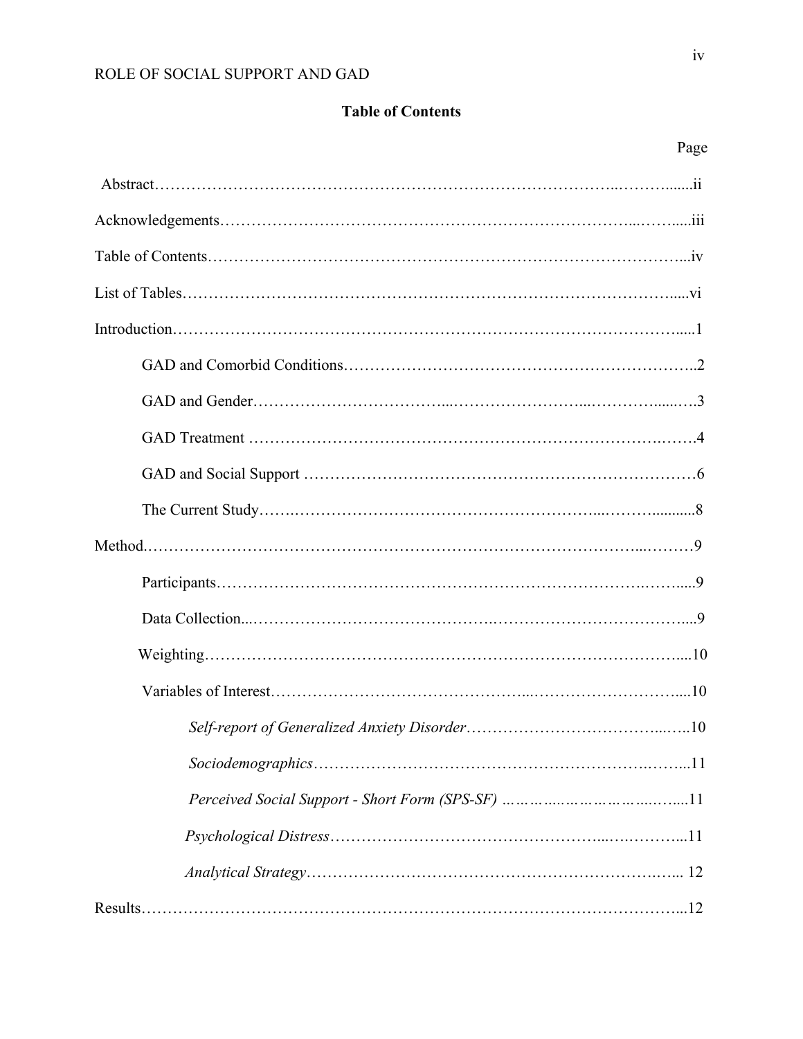**Table of Contents**

Page

Abstract……………………………………………………………………………………ii

Acknowledgements…………………………………………………………………………iii

Table of Contents……………………………………………………………………………iv

List of Tables…………………………………………………………………………………vi

Introduction……………………………………………………………………………………1

GAD and Comorbid Conditions……………………………………………………………2

GAD and Gender……………………………………………………………………………3

GAD Treatment ……………………………………………………………………………4

GAD and Social Support ……………………………………………………………………6

The Current Study……………………………………………………………………………8

Method…………………………………………………………………………………………9

Participants……………………………………………………………………………………9

Data Collection………………………………………………………………………………9

Weighting……………………………………………………………………………………10

Variables of Interest…………………………………………………………………………10

*Self-report of Generalized Anxiety Disorder*……………………………………………10

*Sociodemographics*…………………………………………………………………………11

*Perceived Social Support - Short Form (SPS-SF)* ………………………………………11

*Psychological Distress*………………………………………………………………………11

*Analytical Strategy*…………………………………………………………………………12

Results…………………………………………………………………………………………12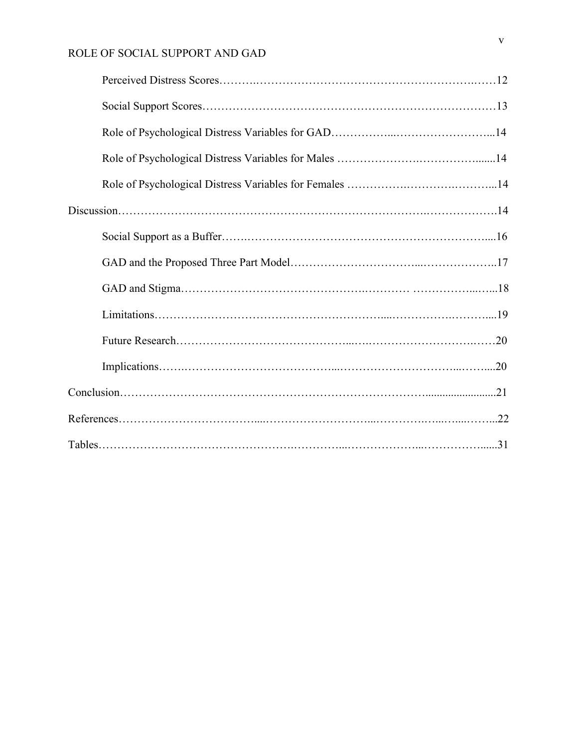Perceived Distress Scores……………………………………………………………12

Social Support Scores……………………………………………………………13

Role of Psychological Distress Variables for GAD……………………………14

Role of Psychological Distress Variables for Males …………………………14

Role of Psychological Distress Variables for Females ………………………14

Discussion……………………………………………………………………………14

Social Support as a Buffer…………………………………………………………16

GAD and the Proposed Three Part Model…………………………………………17

GAD and Stigma……………………………………………………………………18

Limitations…………………………………………………………………………19

Future Research……………………………………………………………………20

Implications…………………………………………………………………………20

Conclusion……………………………………………………………………………21

References……………………………………………………………………………22

Tables…………………………………………………………………………………31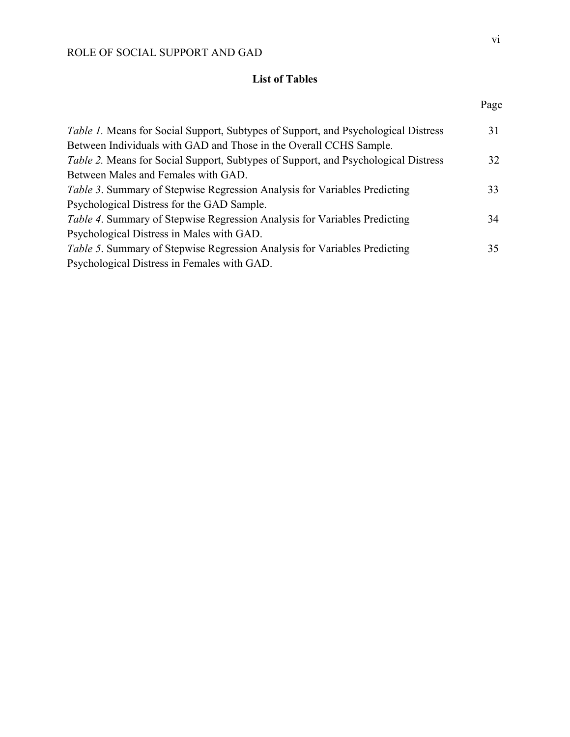## List of Tables

| | Page |
|---|---|
| *Table 1.* Means for Social Support, Subtypes of Support, and Psychological Distress Between Individuals with GAD and Those in the Overall CCHS Sample. | 31 |
| *Table 2.* Means for Social Support, Subtypes of Support, and Psychological Distress Between Males and Females with GAD. | 32 |
| *Table 3*. Summary of Stepwise Regression Analysis for Variables Predicting Psychological Distress for the GAD Sample. | 33 |
| *Table 4*. Summary of Stepwise Regression Analysis for Variables Predicting Psychological Distress in Males with GAD. | 34 |
| *Table 5*. Summary of Stepwise Regression Analysis for Variables Predicting Psychological Distress in Females with GAD. | 35 |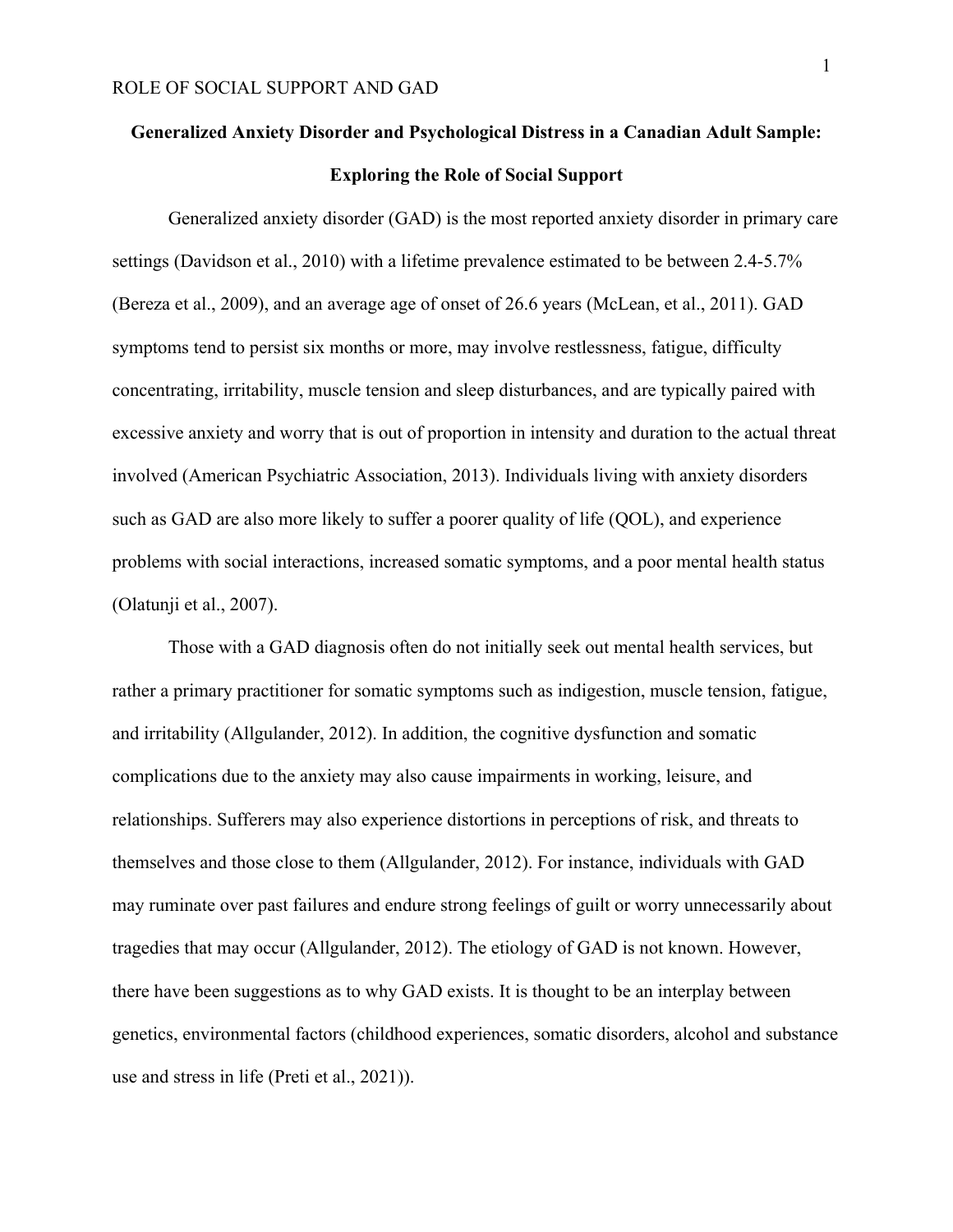**Generalized Anxiety Disorder and Psychological Distress in a Canadian Adult Sample: Exploring the Role of Social Support**

Generalized anxiety disorder (GAD) is the most reported anxiety disorder in primary care settings (Davidson et al., 2010) with a lifetime prevalence estimated to be between 2.4-5.7% (Bereza et al., 2009), and an average age of onset of 26.6 years (McLean, et al., 2011). GAD symptoms tend to persist six months or more, may involve restlessness, fatigue, difficulty concentrating, irritability, muscle tension and sleep disturbances, and are typically paired with excessive anxiety and worry that is out of proportion in intensity and duration to the actual threat involved (American Psychiatric Association, 2013). Individuals living with anxiety disorders such as GAD are also more likely to suffer a poorer quality of life (QOL), and experience problems with social interactions, increased somatic symptoms, and a poor mental health status (Olatunji et al., 2007).

Those with a GAD diagnosis often do not initially seek out mental health services, but rather a primary practitioner for somatic symptoms such as indigestion, muscle tension, fatigue, and irritability (Allgulander, 2012). In addition, the cognitive dysfunction and somatic complications due to the anxiety may also cause impairments in working, leisure, and relationships. Sufferers may also experience distortions in perceptions of risk, and threats to themselves and those close to them (Allgulander, 2012). For instance, individuals with GAD may ruminate over past failures and endure strong feelings of guilt or worry unnecessarily about tragedies that may occur (Allgulander, 2012). The etiology of GAD is not known. However, there have been suggestions as to why GAD exists. It is thought to be an interplay between genetics, environmental factors (childhood experiences, somatic disorders, alcohol and substance use and stress in life (Preti et al., 2021)).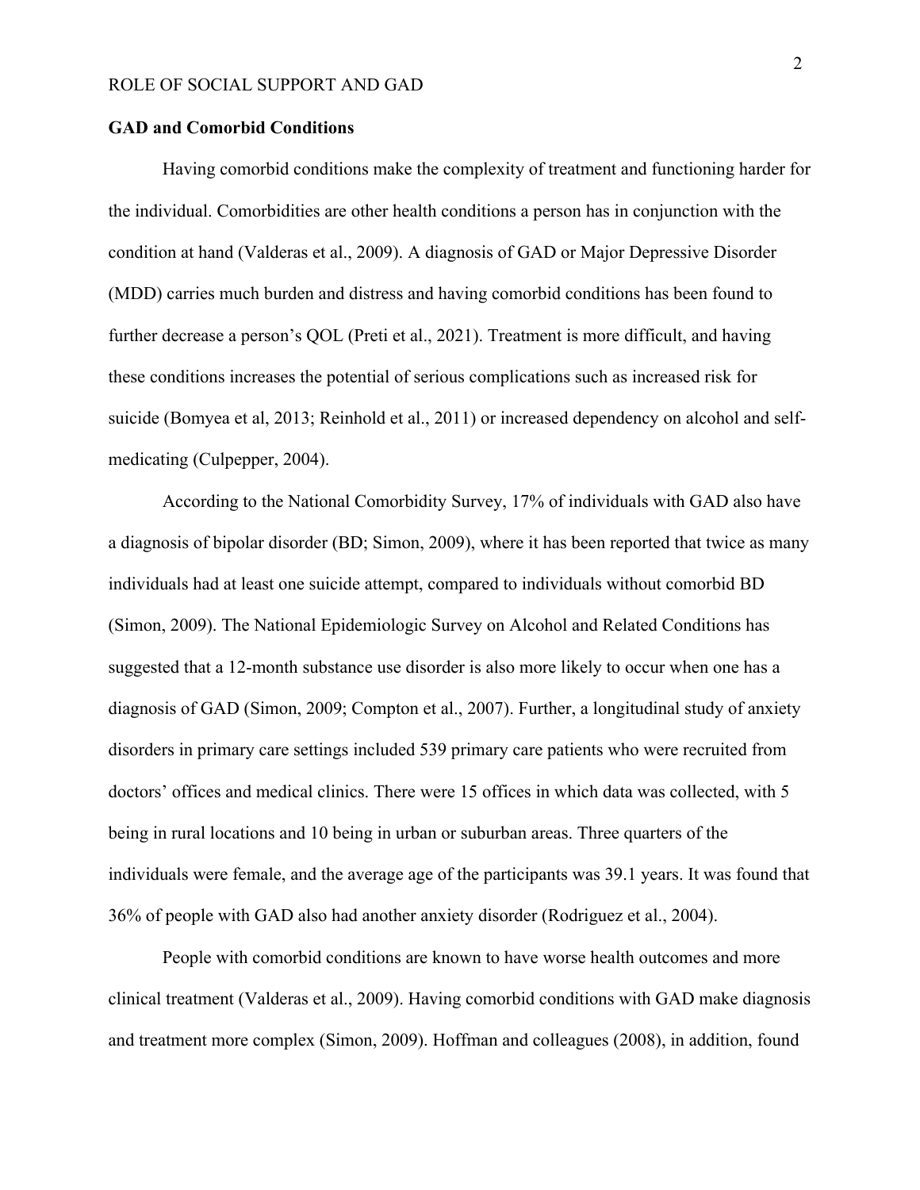**GAD and Comorbid Conditions**

Having comorbid conditions make the complexity of treatment and functioning harder for the individual. Comorbidities are other health conditions a person has in conjunction with the condition at hand (Valderas et al., 2009). A diagnosis of GAD or Major Depressive Disorder (MDD) carries much burden and distress and having comorbid conditions has been found to further decrease a person's QOL (Preti et al., 2021). Treatment is more difficult, and having these conditions increases the potential of serious complications such as increased risk for suicide (Bomyea et al, 2013; Reinhold et al., 2011) or increased dependency on alcohol and self-medicating (Culpepper, 2004).

According to the National Comorbidity Survey, 17% of individuals with GAD also have a diagnosis of bipolar disorder (BD; Simon, 2009), where it has been reported that twice as many individuals had at least one suicide attempt, compared to individuals without comorbid BD (Simon, 2009). The National Epidemiologic Survey on Alcohol and Related Conditions has suggested that a 12-month substance use disorder is also more likely to occur when one has a diagnosis of GAD (Simon, 2009; Compton et al., 2007). Further, a longitudinal study of anxiety disorders in primary care settings included 539 primary care patients who were recruited from doctors' offices and medical clinics. There were 15 offices in which data was collected, with 5 being in rural locations and 10 being in urban or suburban areas. Three quarters of the individuals were female, and the average age of the participants was 39.1 years. It was found that 36% of people with GAD also had another anxiety disorder (Rodriguez et al., 2004).

People with comorbid conditions are known to have worse health outcomes and more clinical treatment (Valderas et al., 2009). Having comorbid conditions with GAD make diagnosis and treatment more complex (Simon, 2009). Hoffman and colleagues (2008), in addition, found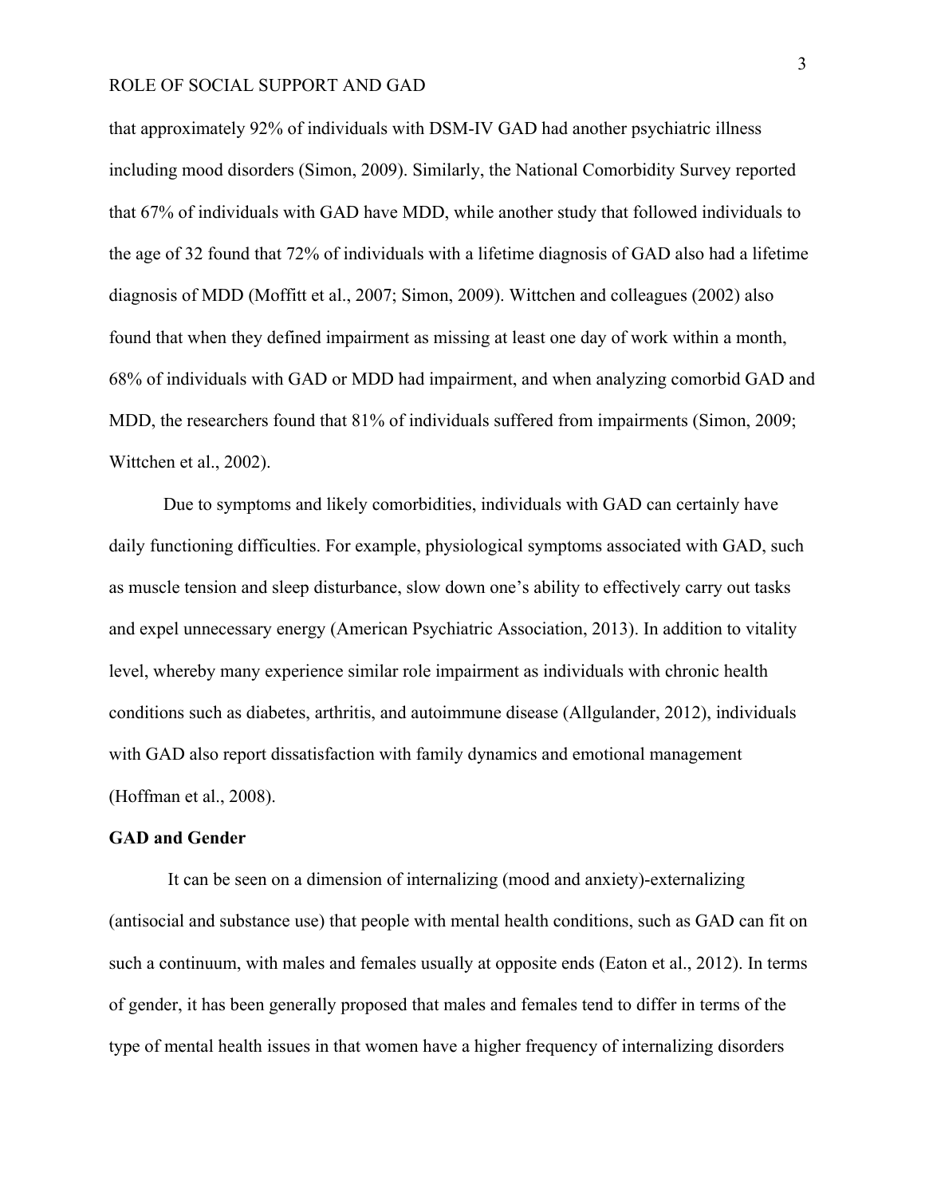that approximately 92% of individuals with DSM-IV GAD had another psychiatric illness including mood disorders (Simon, 2009). Similarly, the National Comorbidity Survey reported that 67% of individuals with GAD have MDD, while another study that followed individuals to the age of 32 found that 72% of individuals with a lifetime diagnosis of GAD also had a lifetime diagnosis of MDD (Moffitt et al., 2007; Simon, 2009). Wittchen and colleagues (2002) also found that when they defined impairment as missing at least one day of work within a month, 68% of individuals with GAD or MDD had impairment, and when analyzing comorbid GAD and MDD, the researchers found that 81% of individuals suffered from impairments (Simon, 2009; Wittchen et al., 2002).

Due to symptoms and likely comorbidities, individuals with GAD can certainly have daily functioning difficulties. For example, physiological symptoms associated with GAD, such as muscle tension and sleep disturbance, slow down one's ability to effectively carry out tasks and expel unnecessary energy (American Psychiatric Association, 2013). In addition to vitality level, whereby many experience similar role impairment as individuals with chronic health conditions such as diabetes, arthritis, and autoimmune disease (Allgulander, 2012), individuals with GAD also report dissatisfaction with family dynamics and emotional management (Hoffman et al., 2008).

## GAD and Gender

It can be seen on a dimension of internalizing (mood and anxiety)-externalizing (antisocial and substance use) that people with mental health conditions, such as GAD can fit on such a continuum, with males and females usually at opposite ends (Eaton et al., 2012). In terms of gender, it has been generally proposed that males and females tend to differ in terms of the type of mental health issues in that women have a higher frequency of internalizing disorders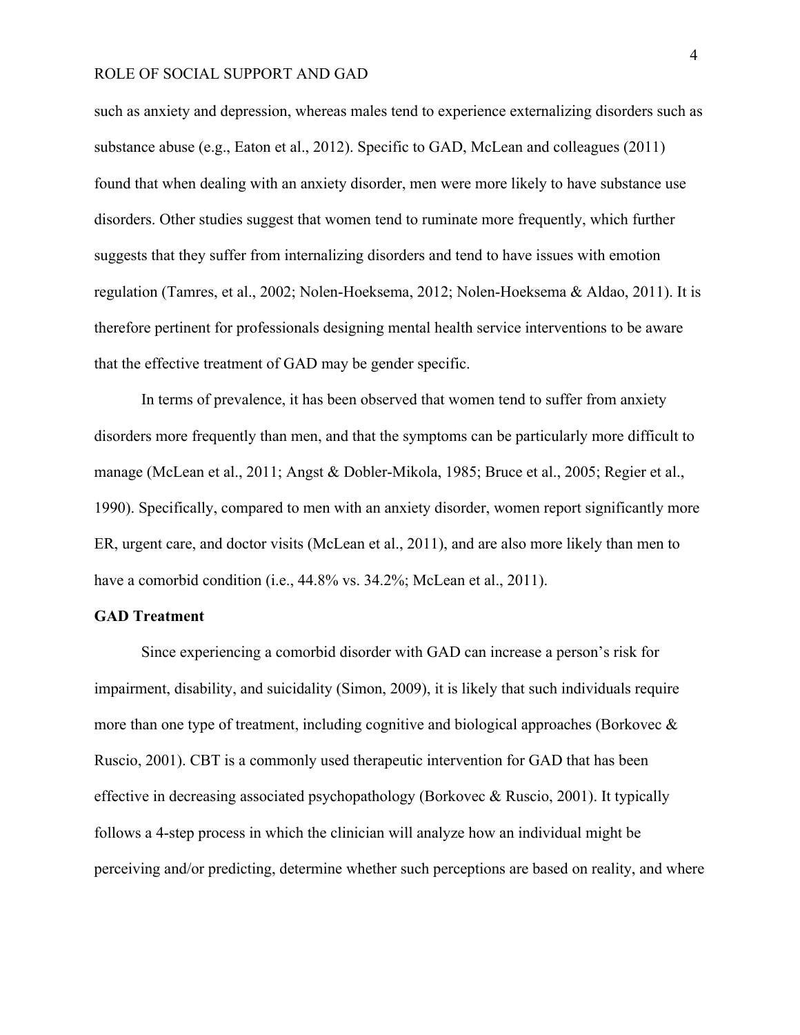such as anxiety and depression, whereas males tend to experience externalizing disorders such as substance abuse (e.g., Eaton et al., 2012). Specific to GAD, McLean and colleagues (2011) found that when dealing with an anxiety disorder, men were more likely to have substance use disorders. Other studies suggest that women tend to ruminate more frequently, which further suggests that they suffer from internalizing disorders and tend to have issues with emotion regulation (Tamres, et al., 2002; Nolen-Hoeksema, 2012; Nolen-Hoeksema & Aldao, 2011). It is therefore pertinent for professionals designing mental health service interventions to be aware that the effective treatment of GAD may be gender specific.

In terms of prevalence, it has been observed that women tend to suffer from anxiety disorders more frequently than men, and that the symptoms can be particularly more difficult to manage (McLean et al., 2011; Angst & Dobler-Mikola, 1985; Bruce et al., 2005; Regier et al., 1990). Specifically, compared to men with an anxiety disorder, women report significantly more ER, urgent care, and doctor visits (McLean et al., 2011), and are also more likely than men to have a comorbid condition (i.e., 44.8% vs. 34.2%; McLean et al., 2011).

**GAD Treatment**

Since experiencing a comorbid disorder with GAD can increase a person's risk for impairment, disability, and suicidality (Simon, 2009), it is likely that such individuals require more than one type of treatment, including cognitive and biological approaches (Borkovec & Ruscio, 2001). CBT is a commonly used therapeutic intervention for GAD that has been effective in decreasing associated psychopathology (Borkovec & Ruscio, 2001). It typically follows a 4-step process in which the clinician will analyze how an individual might be perceiving and/or predicting, determine whether such perceptions are based on reality, and where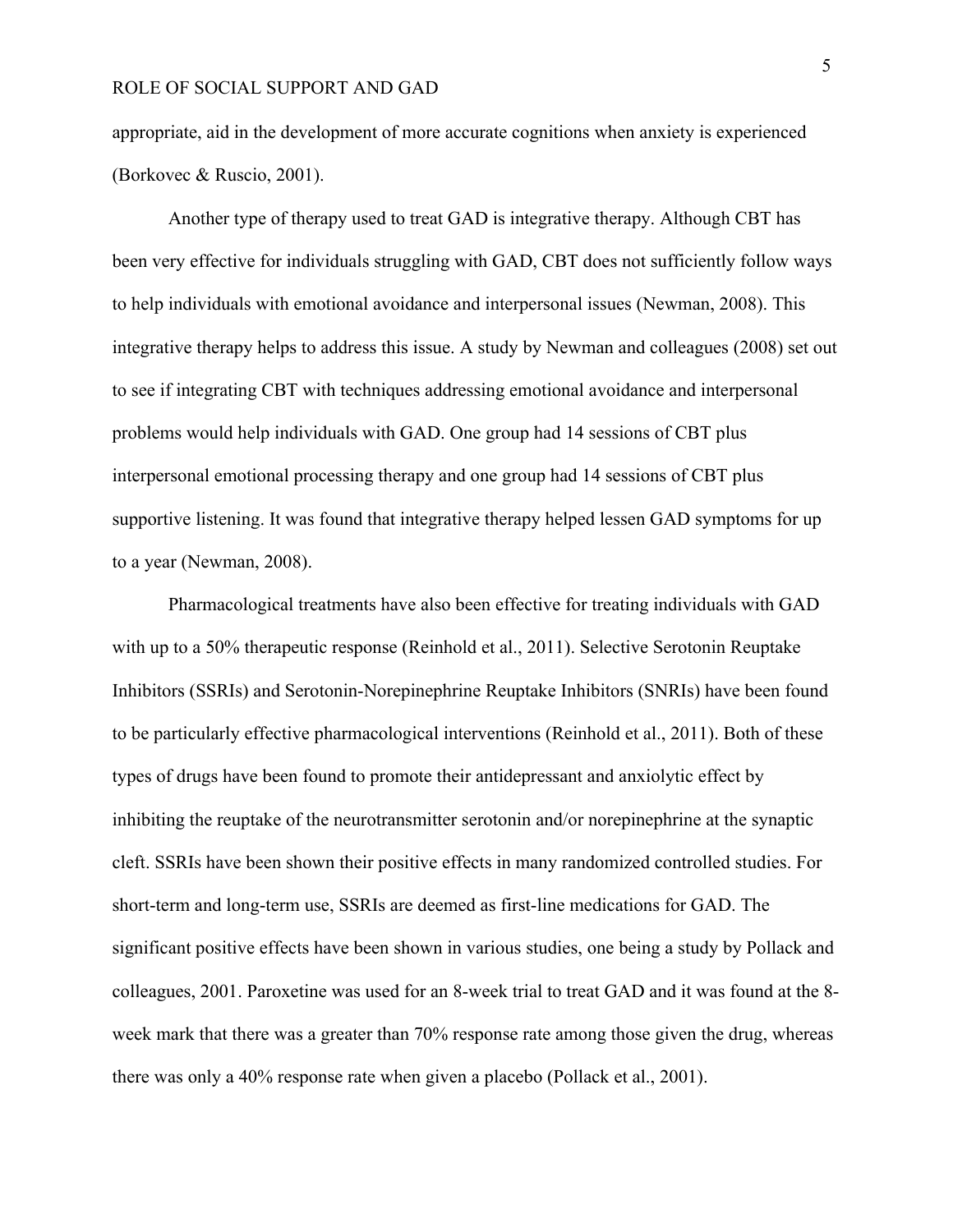appropriate, aid in the development of more accurate cognitions when anxiety is experienced (Borkovec & Ruscio, 2001).

Another type of therapy used to treat GAD is integrative therapy. Although CBT has been very effective for individuals struggling with GAD, CBT does not sufficiently follow ways to help individuals with emotional avoidance and interpersonal issues (Newman, 2008). This integrative therapy helps to address this issue. A study by Newman and colleagues (2008) set out to see if integrating CBT with techniques addressing emotional avoidance and interpersonal problems would help individuals with GAD. One group had 14 sessions of CBT plus interpersonal emotional processing therapy and one group had 14 sessions of CBT plus supportive listening. It was found that integrative therapy helped lessen GAD symptoms for up to a year (Newman, 2008).

Pharmacological treatments have also been effective for treating individuals with GAD with up to a 50% therapeutic response (Reinhold et al., 2011). Selective Serotonin Reuptake Inhibitors (SSRIs) and Serotonin-Norepinephrine Reuptake Inhibitors (SNRIs) have been found to be particularly effective pharmacological interventions (Reinhold et al., 2011). Both of these types of drugs have been found to promote their antidepressant and anxiolytic effect by inhibiting the reuptake of the neurotransmitter serotonin and/or norepinephrine at the synaptic cleft. SSRIs have been shown their positive effects in many randomized controlled studies. For short-term and long-term use, SSRIs are deemed as first-line medications for GAD. The significant positive effects have been shown in various studies, one being a study by Pollack and colleagues, 2001. Paroxetine was used for an 8-week trial to treat GAD and it was found at the 8-week mark that there was a greater than 70% response rate among those given the drug, whereas there was only a 40% response rate when given a placebo (Pollack et al., 2001).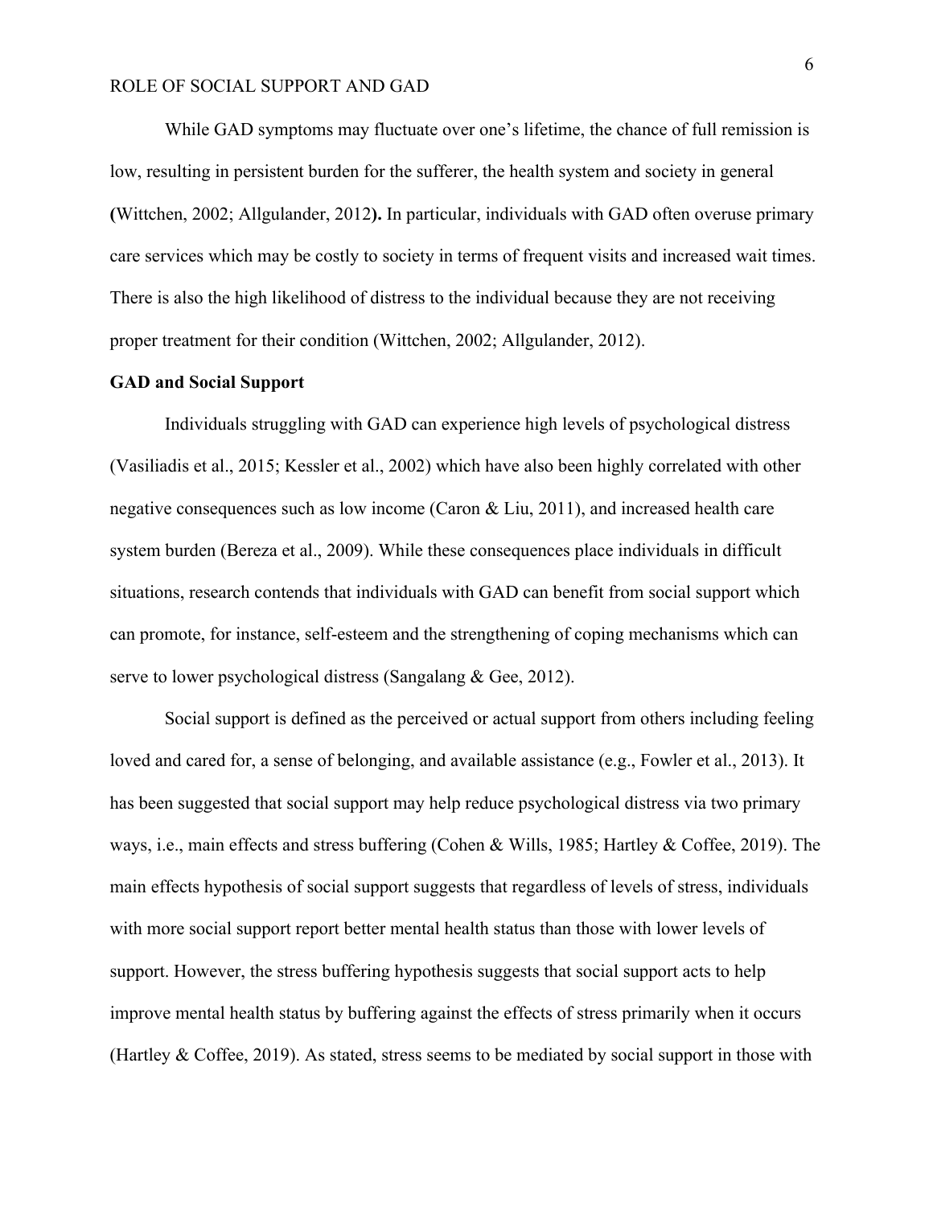While GAD symptoms may fluctuate over one's lifetime, the chance of full remission is low, resulting in persistent burden for the sufferer, the health system and society in general **(**Wittchen, 2002; Allgulander, 2012**).** In particular, individuals with GAD often overuse primary care services which may be costly to society in terms of frequent visits and increased wait times. There is also the high likelihood of distress to the individual because they are not receiving proper treatment for their condition (Wittchen, 2002; Allgulander, 2012).

## GAD and Social Support

Individuals struggling with GAD can experience high levels of psychological distress (Vasiliadis et al., 2015; Kessler et al., 2002) which have also been highly correlated with other negative consequences such as low income (Caron & Liu, 2011), and increased health care system burden (Bereza et al., 2009). While these consequences place individuals in difficult situations, research contends that individuals with GAD can benefit from social support which can promote, for instance, self-esteem and the strengthening of coping mechanisms which can serve to lower psychological distress (Sangalang & Gee, 2012).

Social support is defined as the perceived or actual support from others including feeling loved and cared for, a sense of belonging, and available assistance (e.g., Fowler et al., 2013). It has been suggested that social support may help reduce psychological distress via two primary ways, i.e., main effects and stress buffering (Cohen & Wills, 1985; Hartley & Coffee, 2019). The main effects hypothesis of social support suggests that regardless of levels of stress, individuals with more social support report better mental health status than those with lower levels of support. However, the stress buffering hypothesis suggests that social support acts to help improve mental health status by buffering against the effects of stress primarily when it occurs (Hartley & Coffee, 2019). As stated, stress seems to be mediated by social support in those with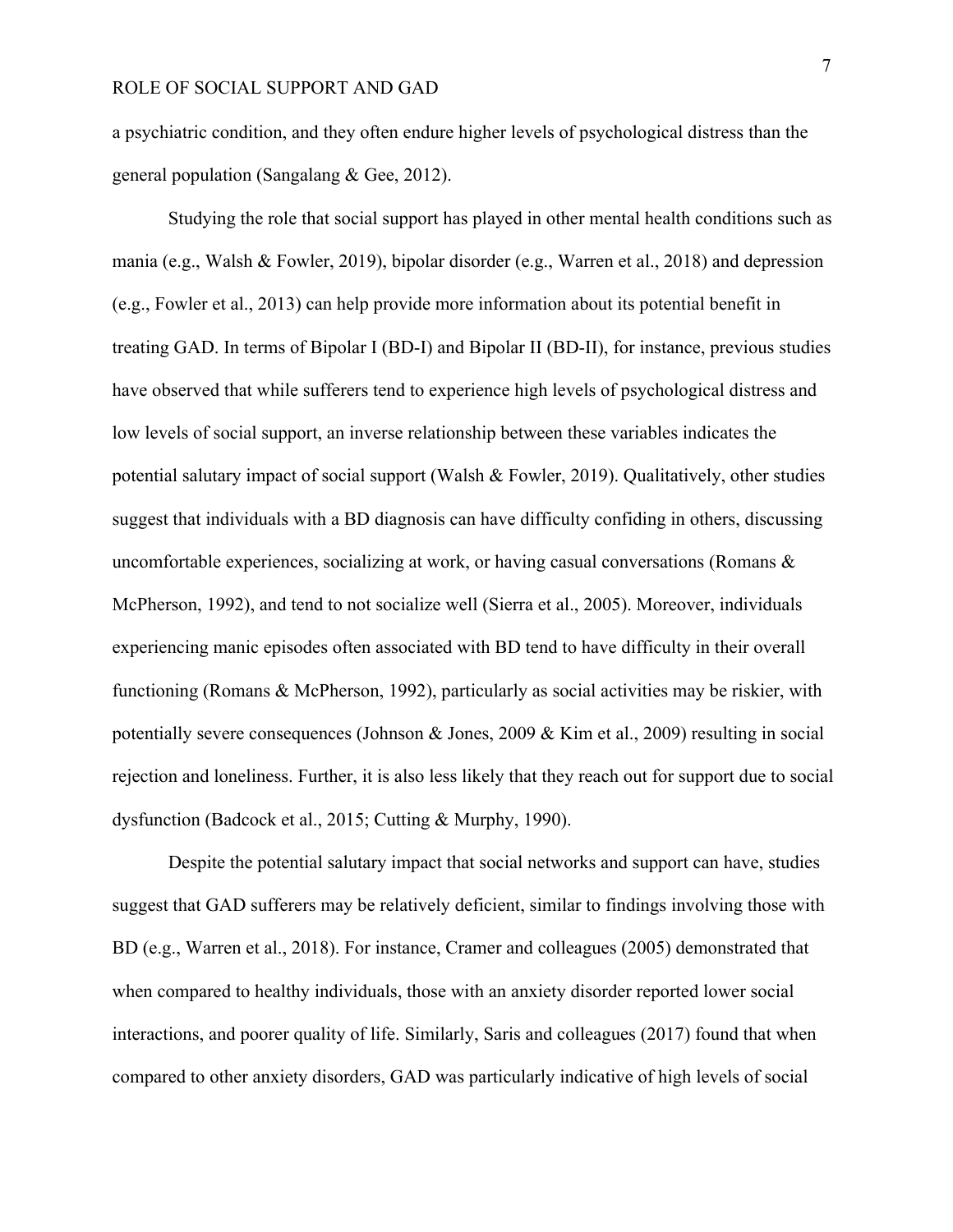a psychiatric condition, and they often endure higher levels of psychological distress than the general population (Sangalang & Gee, 2012).

Studying the role that social support has played in other mental health conditions such as mania (e.g., Walsh & Fowler, 2019), bipolar disorder (e.g., Warren et al., 2018) and depression (e.g., Fowler et al., 2013) can help provide more information about its potential benefit in treating GAD. In terms of Bipolar I (BD-I) and Bipolar II (BD-II), for instance, previous studies have observed that while sufferers tend to experience high levels of psychological distress and low levels of social support, an inverse relationship between these variables indicates the potential salutary impact of social support (Walsh & Fowler, 2019). Qualitatively, other studies suggest that individuals with a BD diagnosis can have difficulty confiding in others, discussing uncomfortable experiences, socializing at work, or having casual conversations (Romans & McPherson, 1992), and tend to not socialize well (Sierra et al., 2005). Moreover, individuals experiencing manic episodes often associated with BD tend to have difficulty in their overall functioning (Romans & McPherson, 1992), particularly as social activities may be riskier, with potentially severe consequences (Johnson & Jones, 2009 & Kim et al., 2009) resulting in social rejection and loneliness. Further, it is also less likely that they reach out for support due to social dysfunction (Badcock et al., 2015; Cutting & Murphy, 1990).

Despite the potential salutary impact that social networks and support can have, studies suggest that GAD sufferers may be relatively deficient, similar to findings involving those with BD (e.g., Warren et al., 2018). For instance, Cramer and colleagues (2005) demonstrated that when compared to healthy individuals, those with an anxiety disorder reported lower social interactions, and poorer quality of life. Similarly, Saris and colleagues (2017) found that when compared to other anxiety disorders, GAD was particularly indicative of high levels of social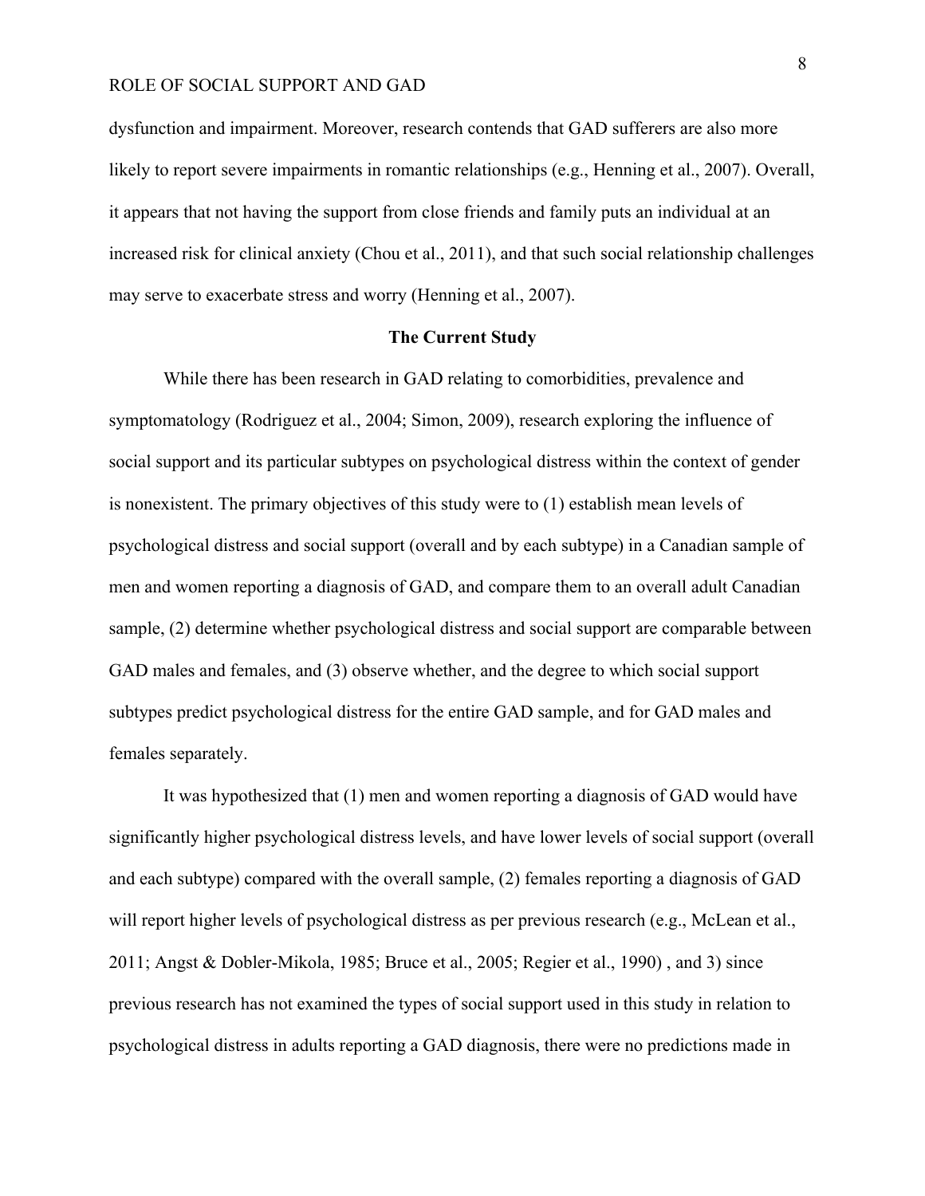dysfunction and impairment. Moreover, research contends that GAD sufferers are also more likely to report severe impairments in romantic relationships (e.g., Henning et al., 2007). Overall, it appears that not having the support from close friends and family puts an individual at an increased risk for clinical anxiety (Chou et al., 2011), and that such social relationship challenges may serve to exacerbate stress and worry (Henning et al., 2007).

## The Current Study

While there has been research in GAD relating to comorbidities, prevalence and symptomatology (Rodriguez et al., 2004; Simon, 2009), research exploring the influence of social support and its particular subtypes on psychological distress within the context of gender is nonexistent. The primary objectives of this study were to (1) establish mean levels of psychological distress and social support (overall and by each subtype) in a Canadian sample of men and women reporting a diagnosis of GAD, and compare them to an overall adult Canadian sample, (2) determine whether psychological distress and social support are comparable between GAD males and females, and (3) observe whether, and the degree to which social support subtypes predict psychological distress for the entire GAD sample, and for GAD males and females separately.

It was hypothesized that (1) men and women reporting a diagnosis of GAD would have significantly higher psychological distress levels, and have lower levels of social support (overall and each subtype) compared with the overall sample, (2) females reporting a diagnosis of GAD will report higher levels of psychological distress as per previous research (e.g., McLean et al., 2011; Angst & Dobler-Mikola, 1985; Bruce et al., 2005; Regier et al., 1990) , and 3) since previous research has not examined the types of social support used in this study in relation to psychological distress in adults reporting a GAD diagnosis, there were no predictions made in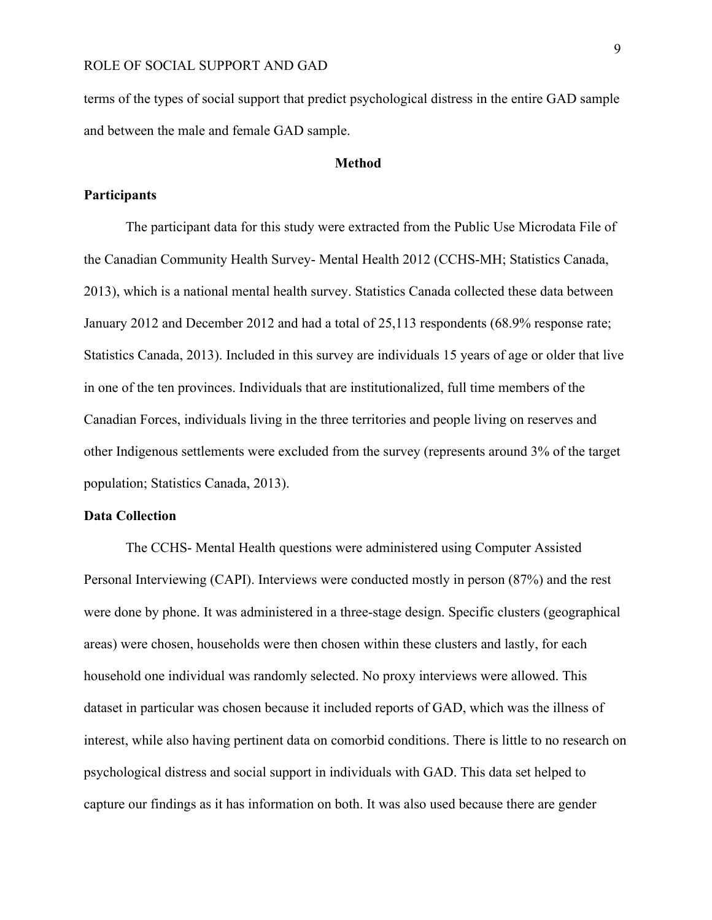terms of the types of social support that predict psychological distress in the entire GAD sample and between the male and female GAD sample.

## Method

### Participants

The participant data for this study were extracted from the Public Use Microdata File of the Canadian Community Health Survey- Mental Health 2012 (CCHS-MH; Statistics Canada, 2013), which is a national mental health survey. Statistics Canada collected these data between January 2012 and December 2012 and had a total of 25,113 respondents (68.9% response rate; Statistics Canada, 2013). Included in this survey are individuals 15 years of age or older that live in one of the ten provinces. Individuals that are institutionalized, full time members of the Canadian Forces, individuals living in the three territories and people living on reserves and other Indigenous settlements were excluded from the survey (represents around 3% of the target population; Statistics Canada, 2013).

### Data Collection

The CCHS- Mental Health questions were administered using Computer Assisted Personal Interviewing (CAPI). Interviews were conducted mostly in person (87%) and the rest were done by phone. It was administered in a three-stage design. Specific clusters (geographical areas) were chosen, households were then chosen within these clusters and lastly, for each household one individual was randomly selected. No proxy interviews were allowed. This dataset in particular was chosen because it included reports of GAD, which was the illness of interest, while also having pertinent data on comorbid conditions. There is little to no research on psychological distress and social support in individuals with GAD. This data set helped to capture our findings as it has information on both. It was also used because there are gender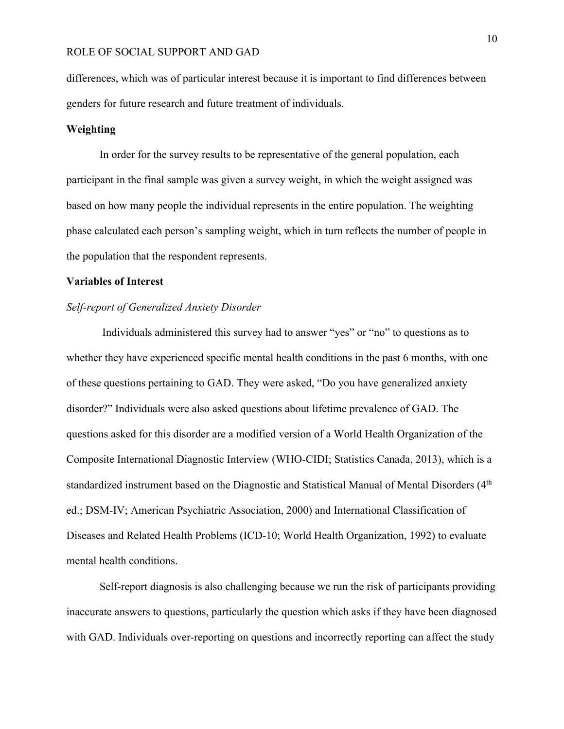differences, which was of particular interest because it is important to find differences between genders for future research and future treatment of individuals.

**Weighting**

In order for the survey results to be representative of the general population, each participant in the final sample was given a survey weight, in which the weight assigned was based on how many people the individual represents in the entire population. The weighting phase calculated each person's sampling weight, which in turn reflects the number of people in the population that the respondent represents.

**Variables of Interest**

*Self-report of Generalized Anxiety Disorder*

Individuals administered this survey had to answer "yes" or "no" to questions as to whether they have experienced specific mental health conditions in the past 6 months, with one of these questions pertaining to GAD. They were asked, "Do you have generalized anxiety disorder?" Individuals were also asked questions about lifetime prevalence of GAD. The questions asked for this disorder are a modified version of a World Health Organization of the Composite International Diagnostic Interview (WHO-CIDI; Statistics Canada, 2013), which is a standardized instrument based on the Diagnostic and Statistical Manual of Mental Disorders (4th ed.; DSM-IV; American Psychiatric Association, 2000) and International Classification of Diseases and Related Health Problems (ICD-10; World Health Organization, 1992) to evaluate mental health conditions.

Self-report diagnosis is also challenging because we run the risk of participants providing inaccurate answers to questions, particularly the question which asks if they have been diagnosed with GAD. Individuals over-reporting on questions and incorrectly reporting can affect the study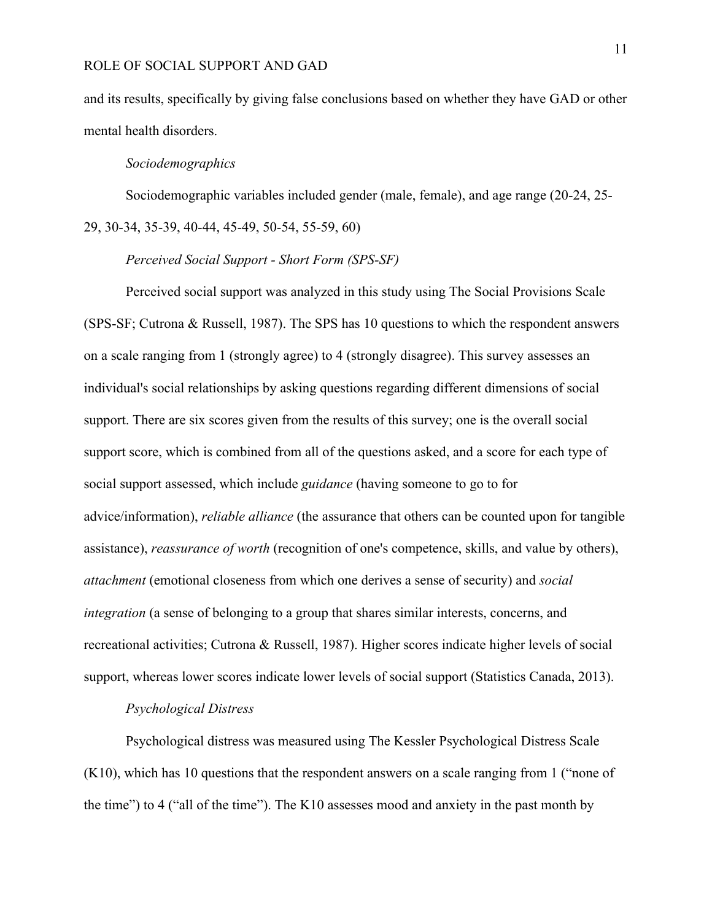and its results, specifically by giving false conclusions based on whether they have GAD or other mental health disorders.

*Sociodemographics*

Sociodemographic variables included gender (male, female), and age range (20-24, 25-29, 30-34, 35-39, 40-44, 45-49, 50-54, 55-59, 60)

*Perceived Social Support - Short Form (SPS-SF)*

Perceived social support was analyzed in this study using The Social Provisions Scale (SPS-SF; Cutrona & Russell, 1987). The SPS has 10 questions to which the respondent answers on a scale ranging from 1 (strongly agree) to 4 (strongly disagree). This survey assesses an individual's social relationships by asking questions regarding different dimensions of social support. There are six scores given from the results of this survey; one is the overall social support score, which is combined from all of the questions asked, and a score for each type of social support assessed, which include *guidance* (having someone to go to for advice/information), *reliable alliance* (the assurance that others can be counted upon for tangible assistance), *reassurance of worth* (recognition of one's competence, skills, and value by others), *attachment* (emotional closeness from which one derives a sense of security) and *social integration* (a sense of belonging to a group that shares similar interests, concerns, and recreational activities; Cutrona & Russell, 1987). Higher scores indicate higher levels of social support, whereas lower scores indicate lower levels of social support (Statistics Canada, 2013).

*Psychological Distress*

Psychological distress was measured using The Kessler Psychological Distress Scale (K10), which has 10 questions that the respondent answers on a scale ranging from 1 ("none of the time") to 4 ("all of the time"). The K10 assesses mood and anxiety in the past month by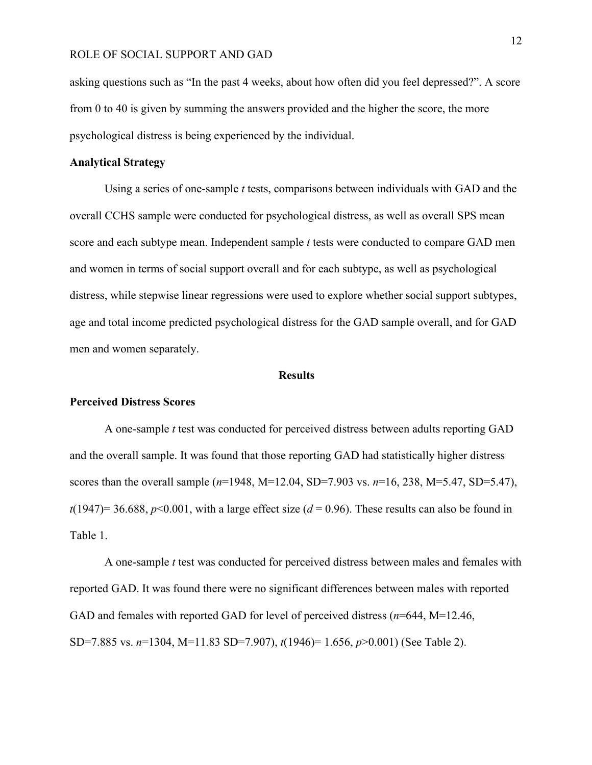asking questions such as "In the past 4 weeks, about how often did you feel depressed?". A score from 0 to 40 is given by summing the answers provided and the higher the score, the more psychological distress is being experienced by the individual.

**Analytical Strategy**

Using a series of one-sample *t* tests, comparisons between individuals with GAD and the overall CCHS sample were conducted for psychological distress, as well as overall SPS mean score and each subtype mean. Independent sample *t* tests were conducted to compare GAD men and women in terms of social support overall and for each subtype, as well as psychological distress, while stepwise linear regressions were used to explore whether social support subtypes, age and total income predicted psychological distress for the GAD sample overall, and for GAD men and women separately.

## Results

**Perceived Distress Scores**

A one-sample *t* test was conducted for perceived distress between adults reporting GAD and the overall sample. It was found that those reporting GAD had statistically higher distress scores than the overall sample ($n$=1948, M=12.04, SD=7.903 vs. $n$=16, 238, M=5.47, SD=5.47), $t(1947)$= 36.688, $p$<0.001, with a large effect size ($d$ = 0.96). These results can also be found in Table 1.

A one-sample *t* test was conducted for perceived distress between males and females with reported GAD. It was found there were no significant differences between males with reported GAD and females with reported GAD for level of perceived distress ($n$=644, M=12.46, SD=7.885 vs. $n$=1304, M=11.83 SD=7.907), $t(1946)$= 1.656, $p$>0.001) (See Table 2).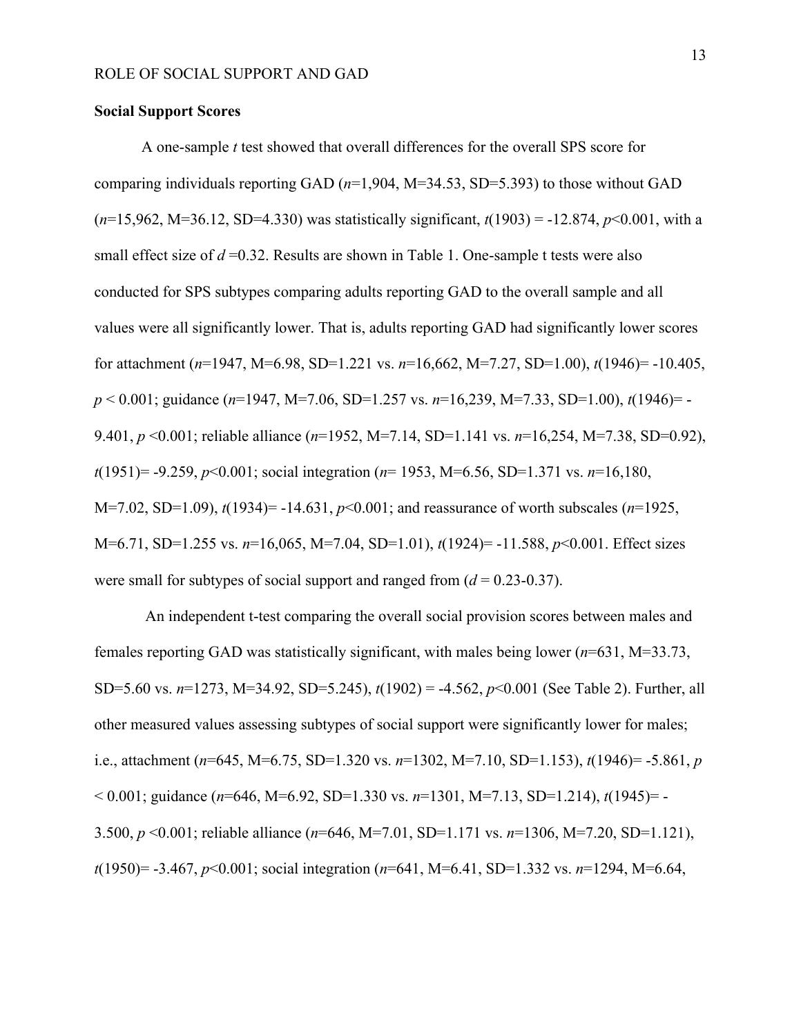### Social Support Scores

A one-sample *t* test showed that overall differences for the overall SPS score for comparing individuals reporting GAD (*n*=1,904, M=34.53, SD=5.393) to those without GAD (*n*=15,962, M=36.12, SD=4.330) was statistically significant, $t(1903) = -12.874$, $p<0.001$, with a small effect size of $d = 0.32$. Results are shown in Table 1. One-sample t tests were also conducted for SPS subtypes comparing adults reporting GAD to the overall sample and all values were all significantly lower. That is, adults reporting GAD had significantly lower scores for attachment (*n*=1947, M=6.98, SD=1.221 vs. *n*=16,662, M=7.27, SD=1.00), $t(1946) = -10.405$, $p < 0.001$; guidance (*n*=1947, M=7.06, SD=1.257 vs. *n*=16,239, M=7.33, SD=1.00), $t(1946) = -9.401$, $p < 0.001$; reliable alliance (*n*=1952, M=7.14, SD=1.141 vs. *n*=16,254, M=7.38, SD=0.92), $t(1951) = -9.259$, $p<0.001$; social integration (*n*= 1953, M=6.56, SD=1.371 vs. *n*=16,180, M=7.02, SD=1.09), $t(1934) = -14.631$, $p<0.001$; and reassurance of worth subscales (*n*=1925, M=6.71, SD=1.255 vs. *n*=16,065, M=7.04, SD=1.01), $t(1924) = -11.588$, $p<0.001$. Effect sizes were small for subtypes of social support and ranged from ($d$ = 0.23-0.37).

An independent t-test comparing the overall social provision scores between males and females reporting GAD was statistically significant, with males being lower (*n*=631, M=33.73, SD=5.60 vs. *n*=1273, M=34.92, SD=5.245), $t(1902) = -4.562$, $p<0.001$ (See Table 2). Further, all other measured values assessing subtypes of social support were significantly lower for males; i.e., attachment (*n*=645, M=6.75, SD=1.320 vs. *n*=1302, M=7.10, SD=1.153), $t(1946) = -5.861$, $p < 0.001$; guidance (*n*=646, M=6.92, SD=1.330 vs. *n*=1301, M=7.13, SD=1.214), $t(1945) = -3.500$, $p < 0.001$; reliable alliance (*n*=646, M=7.01, SD=1.171 vs. *n*=1306, M=7.20, SD=1.121), $t(1950) = -3.467$, $p<0.001$; social integration (*n*=641, M=6.41, SD=1.332 vs. *n*=1294, M=6.64,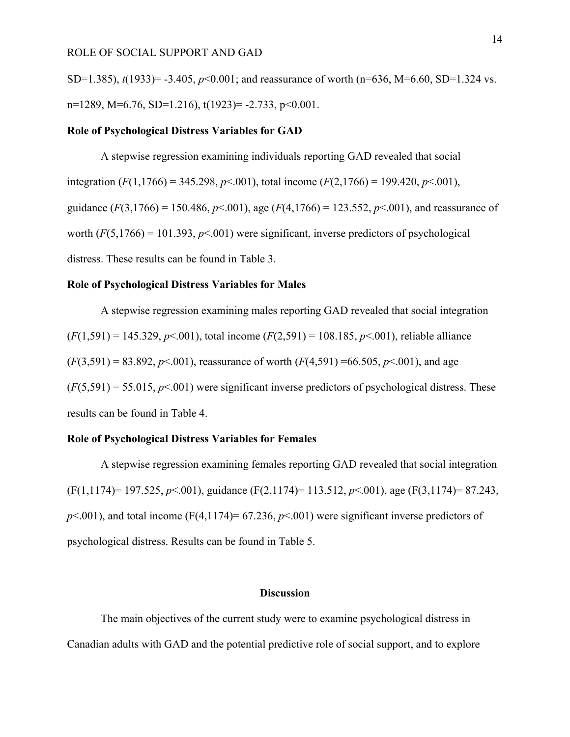SD=1.385), $t(1933) = -3.405$, $p<0.001$; and reassurance of worth (n=636, M=6.60, SD=1.324 vs. n=1289, M=6.76, SD=1.216), $t(1923) = -2.733$, $p<0.001$.

**Role of Psychological Distress Variables for GAD**

A stepwise regression examining individuals reporting GAD revealed that social integration ($F(1,1766) = 345.298$, $p<.001$), total income ($F(2,1766) = 199.420$, $p<.001$), guidance ($F(3,1766) = 150.486$, $p<.001$), age ($F(4,1766) = 123.552$, $p<.001$), and reassurance of worth ($F(5,1766) = 101.393$, $p<.001$) were significant, inverse predictors of psychological distress. These results can be found in Table 3.

**Role of Psychological Distress Variables for Males**

A stepwise regression examining males reporting GAD revealed that social integration ($F(1,591) = 145.329$, $p<.001$), total income ($F(2,591) = 108.185$, $p<.001$), reliable alliance ($F(3,591) = 83.892$, $p<.001$), reassurance of worth ($F(4,591) = 66.505$, $p<.001$), and age ($F(5,591) = 55.015$, $p<.001$) were significant inverse predictors of psychological distress. These results can be found in Table 4.

**Role of Psychological Distress Variables for Females**

A stepwise regression examining females reporting GAD revealed that social integration ($F(1,1174) = 197.525$, $p<.001$), guidance ($F(2,1174) = 113.512$, $p<.001$), age ($F(3,1174) = 87.243$, $p<.001$), and total income ($F(4,1174) = 67.236$, $p<.001$) were significant inverse predictors of psychological distress. Results can be found in Table 5.

## Discussion

The main objectives of the current study were to examine psychological distress in Canadian adults with GAD and the potential predictive role of social support, and to explore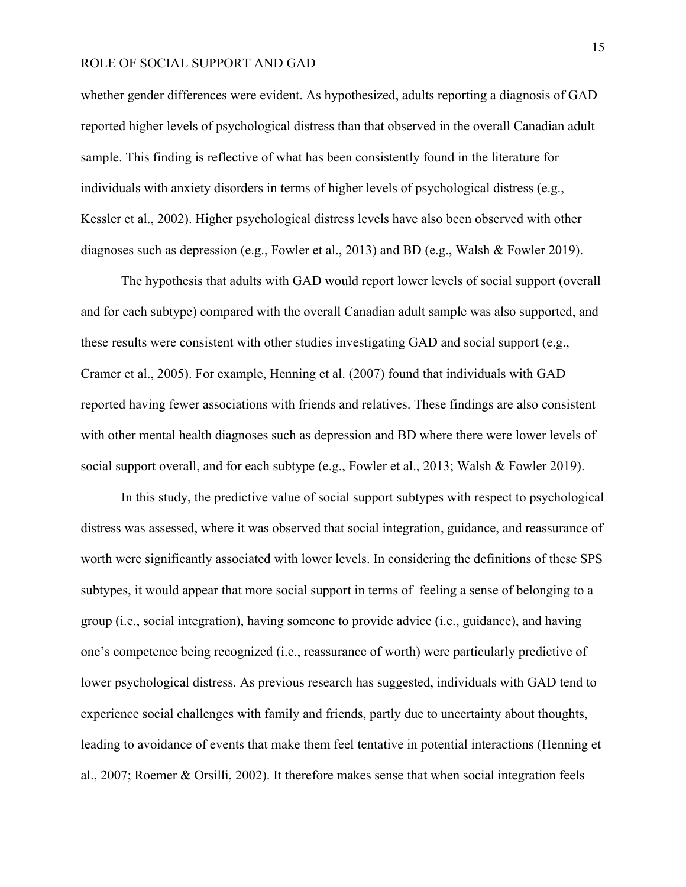whether gender differences were evident. As hypothesized, adults reporting a diagnosis of GAD reported higher levels of psychological distress than that observed in the overall Canadian adult sample. This finding is reflective of what has been consistently found in the literature for individuals with anxiety disorders in terms of higher levels of psychological distress (e.g., Kessler et al., 2002). Higher psychological distress levels have also been observed with other diagnoses such as depression (e.g., Fowler et al., 2013) and BD (e.g., Walsh & Fowler 2019).

The hypothesis that adults with GAD would report lower levels of social support (overall and for each subtype) compared with the overall Canadian adult sample was also supported, and these results were consistent with other studies investigating GAD and social support (e.g., Cramer et al., 2005). For example, Henning et al. (2007) found that individuals with GAD reported having fewer associations with friends and relatives. These findings are also consistent with other mental health diagnoses such as depression and BD where there were lower levels of social support overall, and for each subtype (e.g., Fowler et al., 2013; Walsh & Fowler 2019).

In this study, the predictive value of social support subtypes with respect to psychological distress was assessed, where it was observed that social integration, guidance, and reassurance of worth were significantly associated with lower levels. In considering the definitions of these SPS subtypes, it would appear that more social support in terms of feeling a sense of belonging to a group (i.e., social integration), having someone to provide advice (i.e., guidance), and having one's competence being recognized (i.e., reassurance of worth) were particularly predictive of lower psychological distress. As previous research has suggested, individuals with GAD tend to experience social challenges with family and friends, partly due to uncertainty about thoughts, leading to avoidance of events that make them feel tentative in potential interactions (Henning et al., 2007; Roemer & Orsilli, 2002). It therefore makes sense that when social integration feels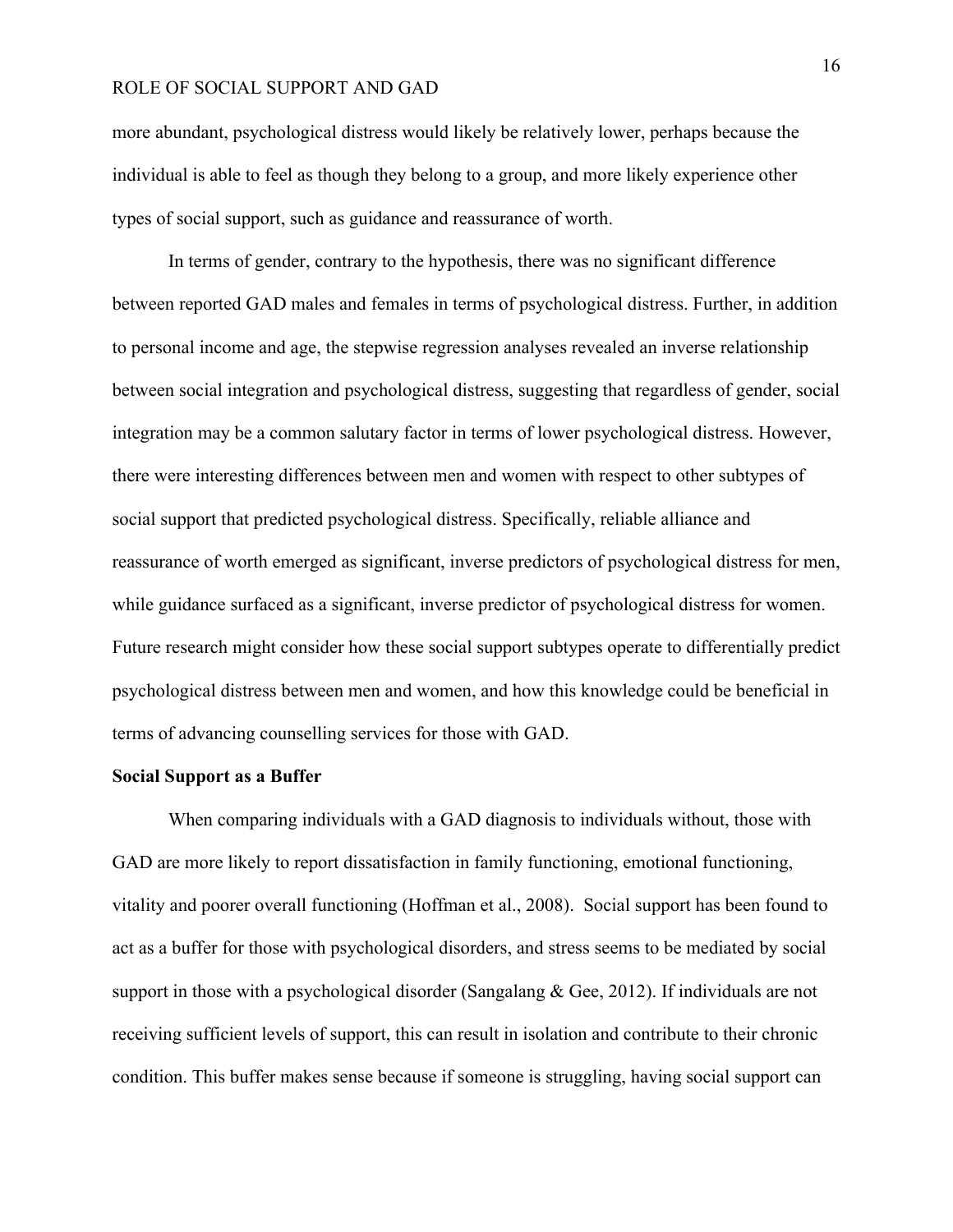more abundant, psychological distress would likely be relatively lower, perhaps because the individual is able to feel as though they belong to a group, and more likely experience other types of social support, such as guidance and reassurance of worth.

In terms of gender, contrary to the hypothesis, there was no significant difference between reported GAD males and females in terms of psychological distress. Further, in addition to personal income and age, the stepwise regression analyses revealed an inverse relationship between social integration and psychological distress, suggesting that regardless of gender, social integration may be a common salutary factor in terms of lower psychological distress. However, there were interesting differences between men and women with respect to other subtypes of social support that predicted psychological distress. Specifically, reliable alliance and reassurance of worth emerged as significant, inverse predictors of psychological distress for men, while guidance surfaced as a significant, inverse predictor of psychological distress for women. Future research might consider how these social support subtypes operate to differentially predict psychological distress between men and women, and how this knowledge could be beneficial in terms of advancing counselling services for those with GAD.

**Social Support as a Buffer**

When comparing individuals with a GAD diagnosis to individuals without, those with GAD are more likely to report dissatisfaction in family functioning, emotional functioning, vitality and poorer overall functioning (Hoffman et al., 2008). Social support has been found to act as a buffer for those with psychological disorders, and stress seems to be mediated by social support in those with a psychological disorder (Sangalang & Gee, 2012). If individuals are not receiving sufficient levels of support, this can result in isolation and contribute to their chronic condition. This buffer makes sense because if someone is struggling, having social support can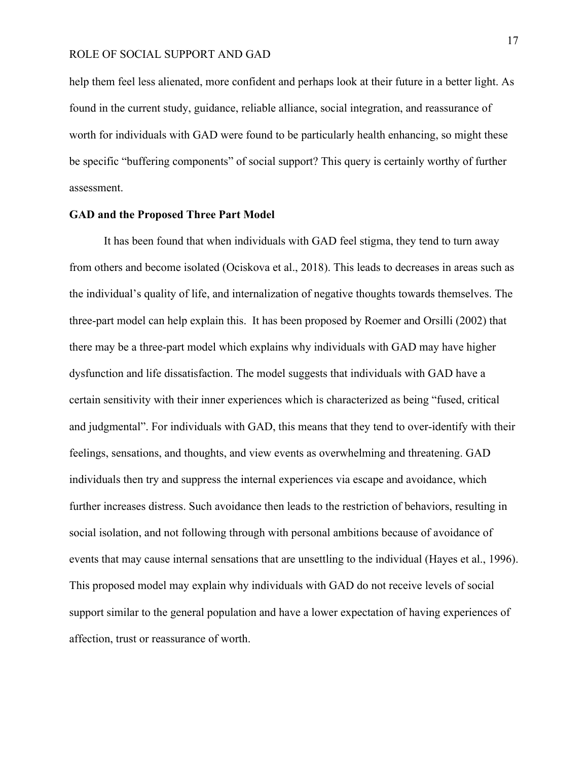help them feel less alienated, more confident and perhaps look at their future in a better light. As found in the current study, guidance, reliable alliance, social integration, and reassurance of worth for individuals with GAD were found to be particularly health enhancing, so might these be specific "buffering components" of social support? This query is certainly worthy of further assessment.

**GAD and the Proposed Three Part Model**

It has been found that when individuals with GAD feel stigma, they tend to turn away from others and become isolated (Ociskova et al., 2018). This leads to decreases in areas such as the individual's quality of life, and internalization of negative thoughts towards themselves. The three-part model can help explain this. It has been proposed by Roemer and Orsilli (2002) that there may be a three-part model which explains why individuals with GAD may have higher dysfunction and life dissatisfaction. The model suggests that individuals with GAD have a certain sensitivity with their inner experiences which is characterized as being "fused, critical and judgmental". For individuals with GAD, this means that they tend to over-identify with their feelings, sensations, and thoughts, and view events as overwhelming and threatening. GAD individuals then try and suppress the internal experiences via escape and avoidance, which further increases distress. Such avoidance then leads to the restriction of behaviors, resulting in social isolation, and not following through with personal ambitions because of avoidance of events that may cause internal sensations that are unsettling to the individual (Hayes et al., 1996). This proposed model may explain why individuals with GAD do not receive levels of social support similar to the general population and have a lower expectation of having experiences of affection, trust or reassurance of worth.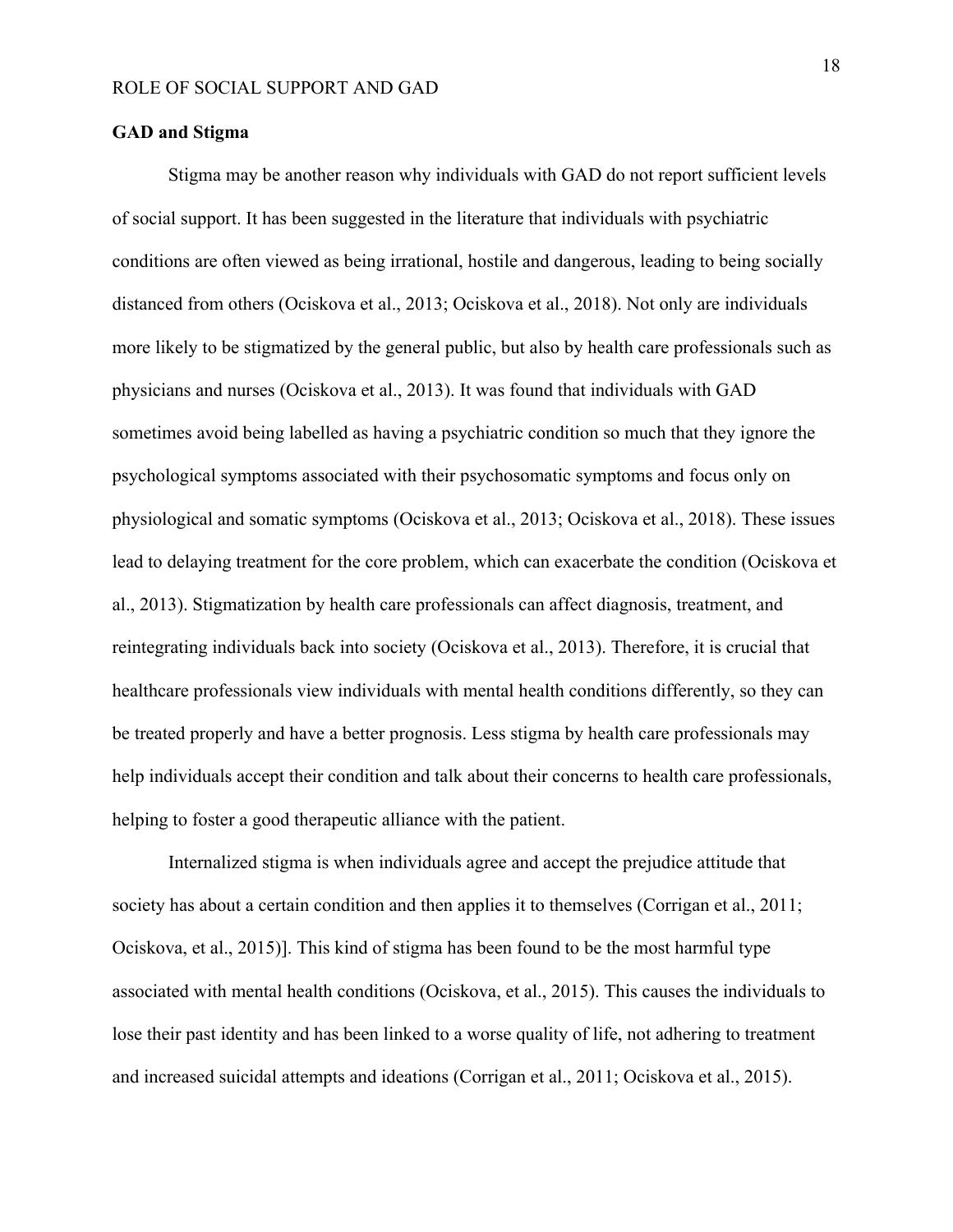**GAD and Stigma**

Stigma may be another reason why individuals with GAD do not report sufficient levels of social support. It has been suggested in the literature that individuals with psychiatric conditions are often viewed as being irrational, hostile and dangerous, leading to being socially distanced from others (Ociskova et al., 2013; Ociskova et al., 2018). Not only are individuals more likely to be stigmatized by the general public, but also by health care professionals such as physicians and nurses (Ociskova et al., 2013). It was found that individuals with GAD sometimes avoid being labelled as having a psychiatric condition so much that they ignore the psychological symptoms associated with their psychosomatic symptoms and focus only on physiological and somatic symptoms (Ociskova et al., 2013; Ociskova et al., 2018). These issues lead to delaying treatment for the core problem, which can exacerbate the condition (Ociskova et al., 2013). Stigmatization by health care professionals can affect diagnosis, treatment, and reintegrating individuals back into society (Ociskova et al., 2013). Therefore, it is crucial that healthcare professionals view individuals with mental health conditions differently, so they can be treated properly and have a better prognosis. Less stigma by health care professionals may help individuals accept their condition and talk about their concerns to health care professionals, helping to foster a good therapeutic alliance with the patient.

Internalized stigma is when individuals agree and accept the prejudice attitude that society has about a certain condition and then applies it to themselves (Corrigan et al., 2011; Ociskova, et al., 2015)]. This kind of stigma has been found to be the most harmful type associated with mental health conditions (Ociskova, et al., 2015). This causes the individuals to lose their past identity and has been linked to a worse quality of life, not adhering to treatment and increased suicidal attempts and ideations (Corrigan et al., 2011; Ociskova et al., 2015).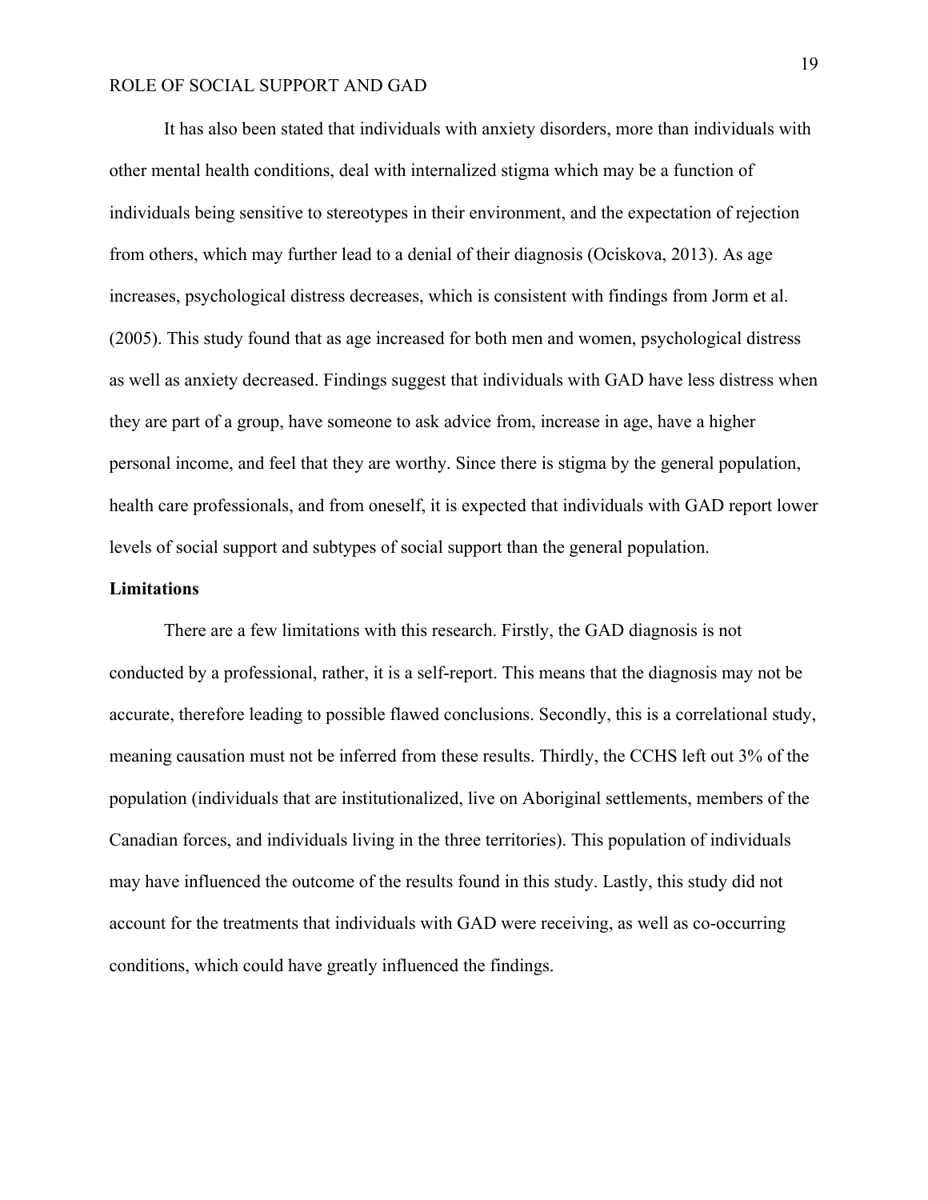It has also been stated that individuals with anxiety disorders, more than individuals with other mental health conditions, deal with internalized stigma which may be a function of individuals being sensitive to stereotypes in their environment, and the expectation of rejection from others, which may further lead to a denial of their diagnosis (Ociskova, 2013). As age increases, psychological distress decreases, which is consistent with findings from Jorm et al. (2005). This study found that as age increased for both men and women, psychological distress as well as anxiety decreased. Findings suggest that individuals with GAD have less distress when they are part of a group, have someone to ask advice from, increase in age, have a higher personal income, and feel that they are worthy. Since there is stigma by the general population, health care professionals, and from oneself, it is expected that individuals with GAD report lower levels of social support and subtypes of social support than the general population.

**Limitations**

There are a few limitations with this research. Firstly, the GAD diagnosis is not conducted by a professional, rather, it is a self-report. This means that the diagnosis may not be accurate, therefore leading to possible flawed conclusions. Secondly, this is a correlational study, meaning causation must not be inferred from these results. Thirdly, the CCHS left out 3% of the population (individuals that are institutionalized, live on Aboriginal settlements, members of the Canadian forces, and individuals living in the three territories). This population of individuals may have influenced the outcome of the results found in this study. Lastly, this study did not account for the treatments that individuals with GAD were receiving, as well as co-occurring conditions, which could have greatly influenced the findings.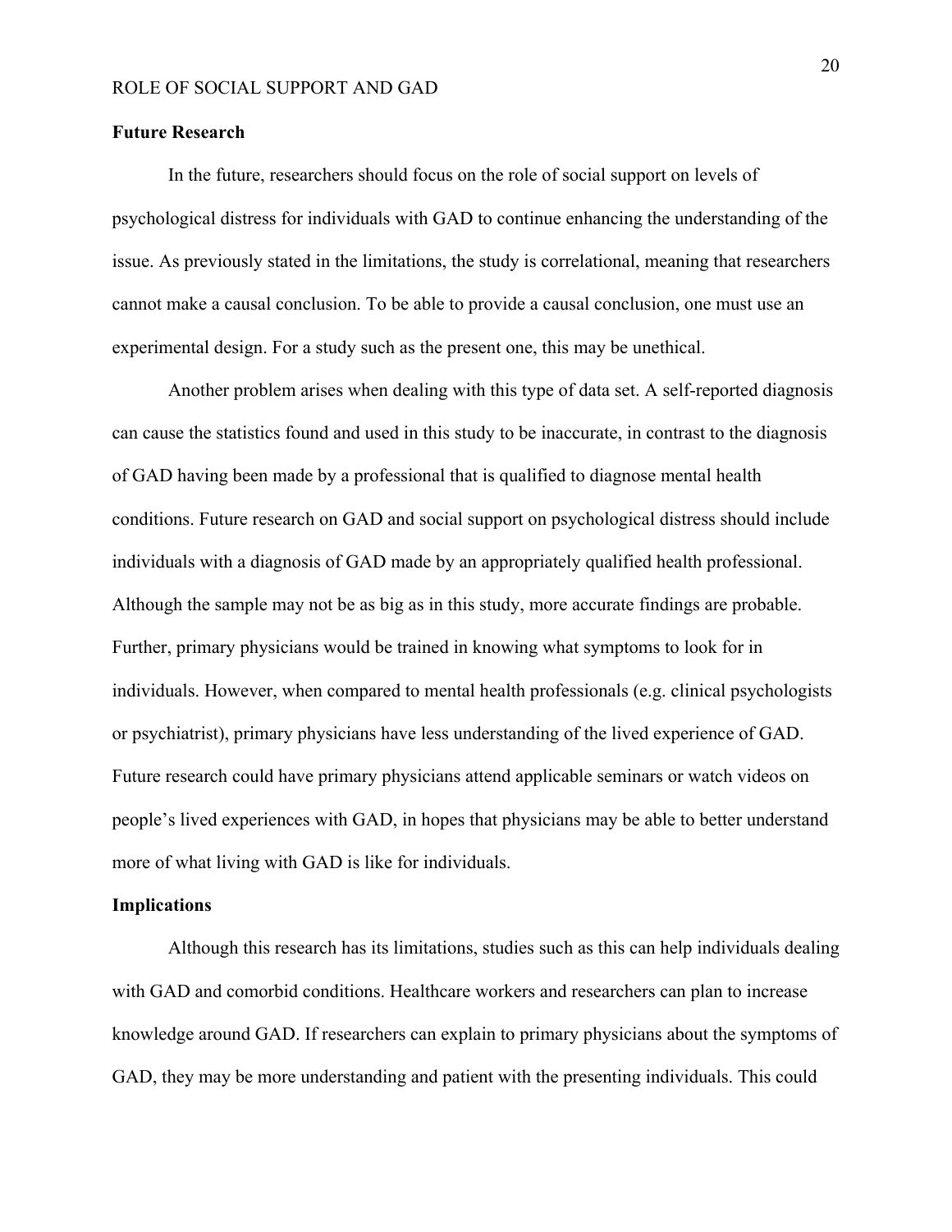## Future Research

In the future, researchers should focus on the role of social support on levels of psychological distress for individuals with GAD to continue enhancing the understanding of the issue. As previously stated in the limitations, the study is correlational, meaning that researchers cannot make a causal conclusion. To be able to provide a causal conclusion, one must use an experimental design. For a study such as the present one, this may be unethical.

Another problem arises when dealing with this type of data set. A self-reported diagnosis can cause the statistics found and used in this study to be inaccurate, in contrast to the diagnosis of GAD having been made by a professional that is qualified to diagnose mental health conditions. Future research on GAD and social support on psychological distress should include individuals with a diagnosis of GAD made by an appropriately qualified health professional. Although the sample may not be as big as in this study, more accurate findings are probable. Further, primary physicians would be trained in knowing what symptoms to look for in individuals. However, when compared to mental health professionals (e.g. clinical psychologists or psychiatrist), primary physicians have less understanding of the lived experience of GAD. Future research could have primary physicians attend applicable seminars or watch videos on people's lived experiences with GAD, in hopes that physicians may be able to better understand more of what living with GAD is like for individuals.

## Implications

Although this research has its limitations, studies such as this can help individuals dealing with GAD and comorbid conditions. Healthcare workers and researchers can plan to increase knowledge around GAD. If researchers can explain to primary physicians about the symptoms of GAD, they may be more understanding and patient with the presenting individuals. This could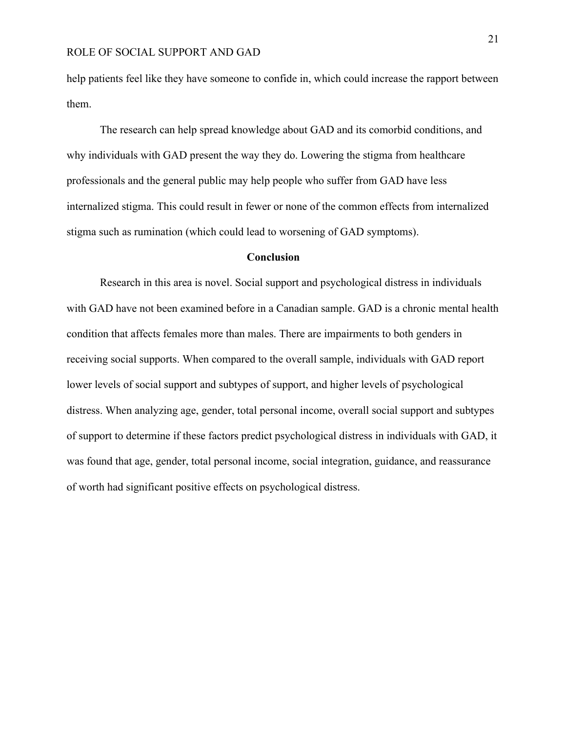help patients feel like they have someone to confide in, which could increase the rapport between them.

The research can help spread knowledge about GAD and its comorbid conditions, and why individuals with GAD present the way they do. Lowering the stigma from healthcare professionals and the general public may help people who suffer from GAD have less internalized stigma. This could result in fewer or none of the common effects from internalized stigma such as rumination (which could lead to worsening of GAD symptoms).

## Conclusion

Research in this area is novel. Social support and psychological distress in individuals with GAD have not been examined before in a Canadian sample. GAD is a chronic mental health condition that affects females more than males. There are impairments to both genders in receiving social supports. When compared to the overall sample, individuals with GAD report lower levels of social support and subtypes of support, and higher levels of psychological distress. When analyzing age, gender, total personal income, overall social support and subtypes of support to determine if these factors predict psychological distress in individuals with GAD, it was found that age, gender, total personal income, social integration, guidance, and reassurance of worth had significant positive effects on psychological distress.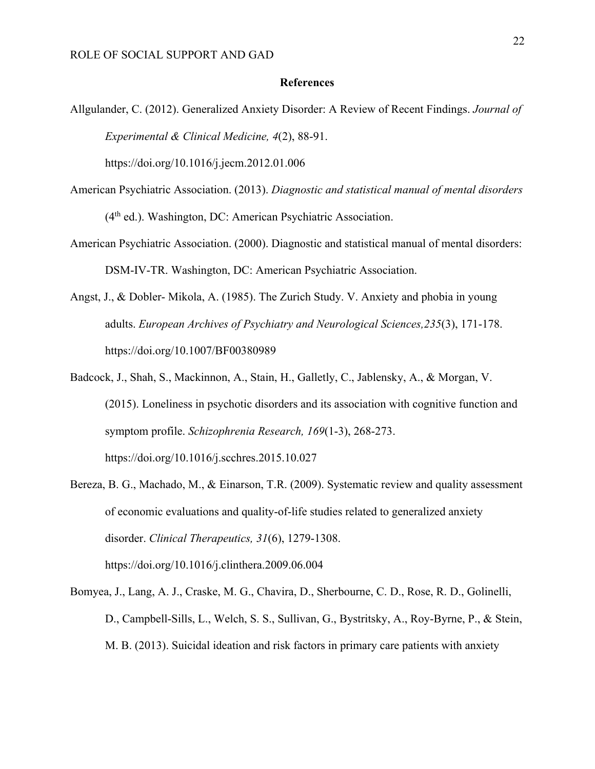## References

Allgulander, C. (2012). Generalized Anxiety Disorder: A Review of Recent Findings. *Journal of Experimental & Clinical Medicine, 4*(2), 88-91. https://doi.org/10.1016/j.jecm.2012.01.006

American Psychiatric Association. (2013). *Diagnostic and statistical manual of mental disorders* (4th ed.). Washington, DC: American Psychiatric Association.

American Psychiatric Association. (2000). Diagnostic and statistical manual of mental disorders: DSM-IV-TR. Washington, DC: American Psychiatric Association.

Angst, J., & Dobler- Mikola, A. (1985). The Zurich Study. V. Anxiety and phobia in young adults. *European Archives of Psychiatry and Neurological Sciences,235*(3), 171-178. https://doi.org/10.1007/BF00380989

Badcock, J., Shah, S., Mackinnon, A., Stain, H., Galletly, C., Jablensky, A., & Morgan, V. (2015). Loneliness in psychotic disorders and its association with cognitive function and symptom profile. *Schizophrenia Research, 169*(1-3), 268-273. https://doi.org/10.1016/j.scchres.2015.10.027

Bereza, B. G., Machado, M., & Einarson, T.R. (2009). Systematic review and quality assessment of economic evaluations and quality-of-life studies related to generalized anxiety disorder. *Clinical Therapeutics, 31*(6), 1279-1308. https://doi.org/10.1016/j.clinthera.2009.06.004

Bomyea, J., Lang, A. J., Craske, M. G., Chavira, D., Sherbourne, C. D., Rose, R. D., Golinelli, D., Campbell-Sills, L., Welch, S. S., Sullivan, G., Bystritsky, A., Roy-Byrne, P., & Stein, M. B. (2013). Suicidal ideation and risk factors in primary care patients with anxiety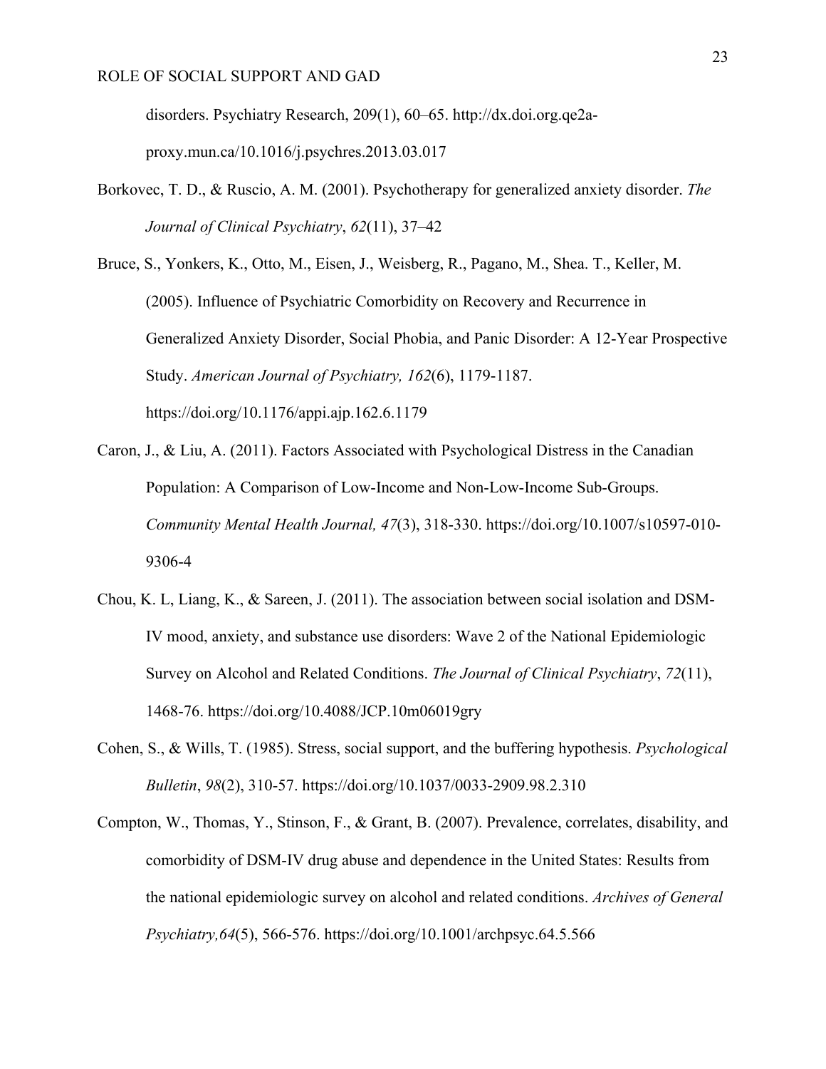disorders. Psychiatry Research, 209(1), 60–65. http://dx.doi.org.qe2a-proxy.mun.ca/10.1016/j.psychres.2013.03.017

Borkovec, T. D., & Ruscio, A. M. (2001). Psychotherapy for generalized anxiety disorder. *The Journal of Clinical Psychiatry*, *62*(11), 37–42

Bruce, S., Yonkers, K., Otto, M., Eisen, J., Weisberg, R., Pagano, M., Shea. T., Keller, M. (2005). Influence of Psychiatric Comorbidity on Recovery and Recurrence in Generalized Anxiety Disorder, Social Phobia, and Panic Disorder: A 12-Year Prospective Study. *American Journal of Psychiatry, 162*(6), 1179-1187. https://doi.org/10.1176/appi.ajp.162.6.1179

Caron, J., & Liu, A. (2011). Factors Associated with Psychological Distress in the Canadian Population: A Comparison of Low-Income and Non-Low-Income Sub-Groups. *Community Mental Health Journal, 47*(3), 318-330. https://doi.org/10.1007/s10597-010-9306-4

Chou, K. L, Liang, K., & Sareen, J. (2011). The association between social isolation and DSM-IV mood, anxiety, and substance use disorders: Wave 2 of the National Epidemiologic Survey on Alcohol and Related Conditions. *The Journal of Clinical Psychiatry*, *72*(11), 1468-76. https://doi.org/10.4088/JCP.10m06019gry

Cohen, S., & Wills, T. (1985). Stress, social support, and the buffering hypothesis. *Psychological Bulletin*, *98*(2), 310-57. https://doi.org/10.1037/0033-2909.98.2.310

Compton, W., Thomas, Y., Stinson, F., & Grant, B. (2007). Prevalence, correlates, disability, and comorbidity of DSM-IV drug abuse and dependence in the United States: Results from the national epidemiologic survey on alcohol and related conditions. *Archives of General Psychiatry,64*(5), 566-576. https://doi.org/10.1001/archpsyc.64.5.566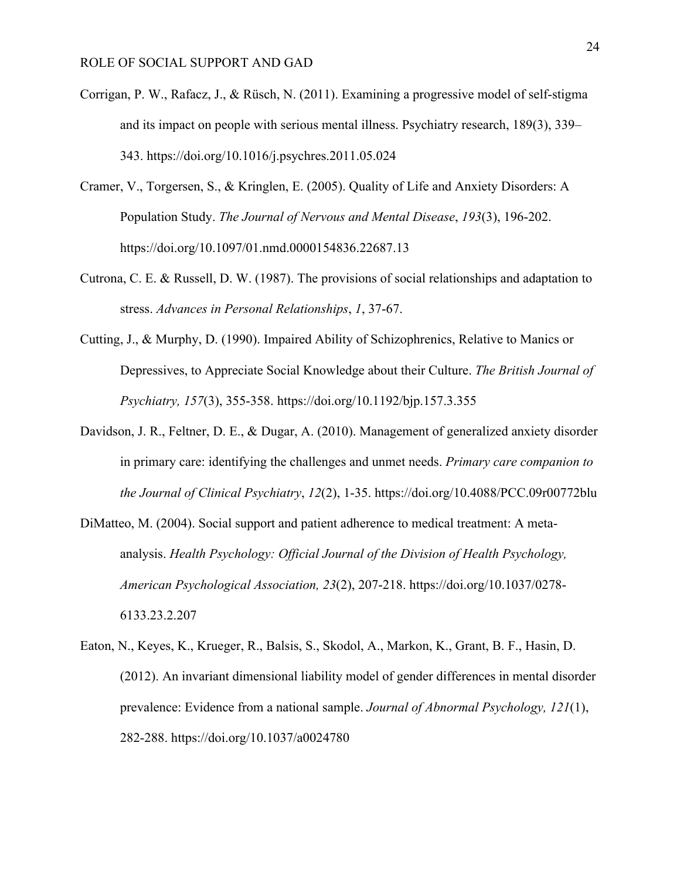Corrigan, P. W., Rafacz, J., & Rüsch, N. (2011). Examining a progressive model of self-stigma and its impact on people with serious mental illness. Psychiatry research, 189(3), 339–343. https://doi.org/10.1016/j.psychres.2011.05.024

Cramer, V., Torgersen, S., & Kringlen, E. (2005). Quality of Life and Anxiety Disorders: A Population Study. *The Journal of Nervous and Mental Disease*, *193*(3), 196-202. https://doi.org/10.1097/01.nmd.0000154836.22687.13

Cutrona, C. E. & Russell, D. W. (1987). The provisions of social relationships and adaptation to stress. *Advances in Personal Relationships*, *1*, 37-67.

Cutting, J., & Murphy, D. (1990). Impaired Ability of Schizophrenics, Relative to Manics or Depressives, to Appreciate Social Knowledge about their Culture. *The British Journal of Psychiatry, 157*(3), 355-358. https://doi.org/10.1192/bjp.157.3.355

Davidson, J. R., Feltner, D. E., & Dugar, A. (2010). Management of generalized anxiety disorder in primary care: identifying the challenges and unmet needs. *Primary care companion to the Journal of Clinical Psychiatry*, *12*(2), 1-35. https://doi.org/10.4088/PCC.09r00772blu

DiMatteo, M. (2004). Social support and patient adherence to medical treatment: A meta-analysis. *Health Psychology: Official Journal of the Division of Health Psychology, American Psychological Association, 23*(2), 207-218. https://doi.org/10.1037/0278-6133.23.2.207

Eaton, N., Keyes, K., Krueger, R., Balsis, S., Skodol, A., Markon, K., Grant, B. F., Hasin, D. (2012). An invariant dimensional liability model of gender differences in mental disorder prevalence: Evidence from a national sample. *Journal of Abnormal Psychology, 121*(1), 282-288. https://doi.org/10.1037/a0024780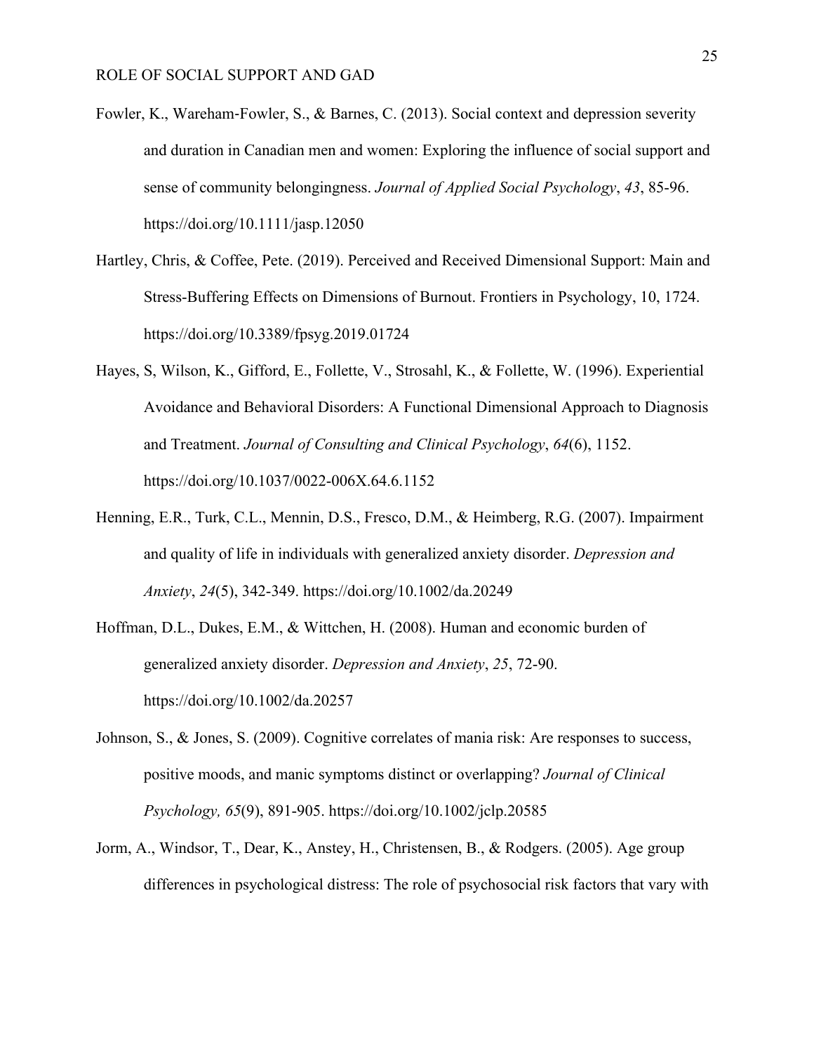Fowler, K., Wareham-Fowler, S., & Barnes, C. (2013). Social context and depression severity and duration in Canadian men and women: Exploring the influence of social support and sense of community belongingness. *Journal of Applied Social Psychology*, *43*, 85-96. https://doi.org/10.1111/jasp.12050

Hartley, Chris, & Coffee, Pete. (2019). Perceived and Received Dimensional Support: Main and Stress-Buffering Effects on Dimensions of Burnout. Frontiers in Psychology, 10, 1724. https://doi.org/10.3389/fpsyg.2019.01724

Hayes, S, Wilson, K., Gifford, E., Follette, V., Strosahl, K., & Follette, W. (1996). Experiential Avoidance and Behavioral Disorders: A Functional Dimensional Approach to Diagnosis and Treatment. *Journal of Consulting and Clinical Psychology*, *64*(6), 1152. https://doi.org/10.1037/0022-006X.64.6.1152

Henning, E.R., Turk, C.L., Mennin, D.S., Fresco, D.M., & Heimberg, R.G. (2007). Impairment and quality of life in individuals with generalized anxiety disorder. *Depression and Anxiety*, *24*(5), 342-349. https://doi.org/10.1002/da.20249

Hoffman, D.L., Dukes, E.M., & Wittchen, H. (2008). Human and economic burden of generalized anxiety disorder. *Depression and Anxiety*, *25*, 72-90. https://doi.org/10.1002/da.20257

Johnson, S., & Jones, S. (2009). Cognitive correlates of mania risk: Are responses to success, positive moods, and manic symptoms distinct or overlapping? *Journal of Clinical Psychology, 65*(9), 891-905. https://doi.org/10.1002/jclp.20585

Jorm, A., Windsor, T., Dear, K., Anstey, H., Christensen, B., & Rodgers. (2005). Age group differences in psychological distress: The role of psychosocial risk factors that vary with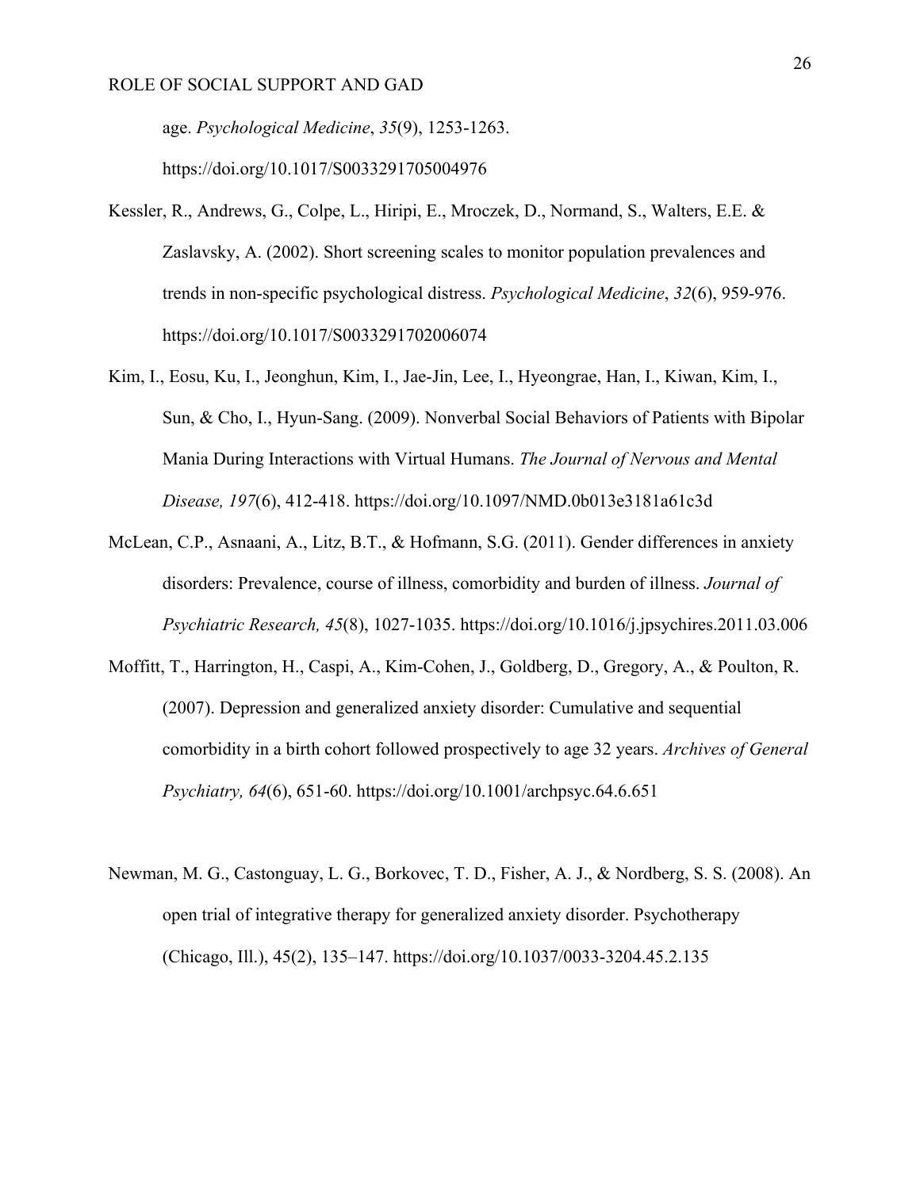age. *Psychological Medicine*, *35*(9), 1253-1263. https://doi.org/10.1017/S0033291705004976

Kessler, R., Andrews, G., Colpe, L., Hiripi, E., Mroczek, D., Normand, S., Walters, E.E. & Zaslavsky, A. (2002). Short screening scales to monitor population prevalences and trends in non-specific psychological distress. *Psychological Medicine*, *32*(6), 959-976. https://doi.org/10.1017/S0033291702006074

Kim, I., Eosu, Ku, I., Jeonghun, Kim, I., Jae-Jin, Lee, I., Hyeongrae, Han, I., Kiwan, Kim, I., Sun, & Cho, I., Hyun-Sang. (2009). Nonverbal Social Behaviors of Patients with Bipolar Mania During Interactions with Virtual Humans. *The Journal of Nervous and Mental Disease, 197*(6), 412-418. https://doi.org/10.1097/NMD.0b013e3181a61c3d

McLean, C.P., Asnaani, A., Litz, B.T., & Hofmann, S.G. (2011). Gender differences in anxiety disorders: Prevalence, course of illness, comorbidity and burden of illness. *Journal of Psychiatric Research, 45*(8), 1027-1035. https://doi.org/10.1016/j.jpsychires.2011.03.006

Moffitt, T., Harrington, H., Caspi, A., Kim-Cohen, J., Goldberg, D., Gregory, A., & Poulton, R. (2007). Depression and generalized anxiety disorder: Cumulative and sequential comorbidity in a birth cohort followed prospectively to age 32 years. *Archives of General Psychiatry, 64*(6), 651-60. https://doi.org/10.1001/archpsyc.64.6.651

Newman, M. G., Castonguay, L. G., Borkovec, T. D., Fisher, A. J., & Nordberg, S. S. (2008). An open trial of integrative therapy for generalized anxiety disorder. Psychotherapy (Chicago, Ill.), 45(2), 135–147. https://doi.org/10.1037/0033-3204.45.2.135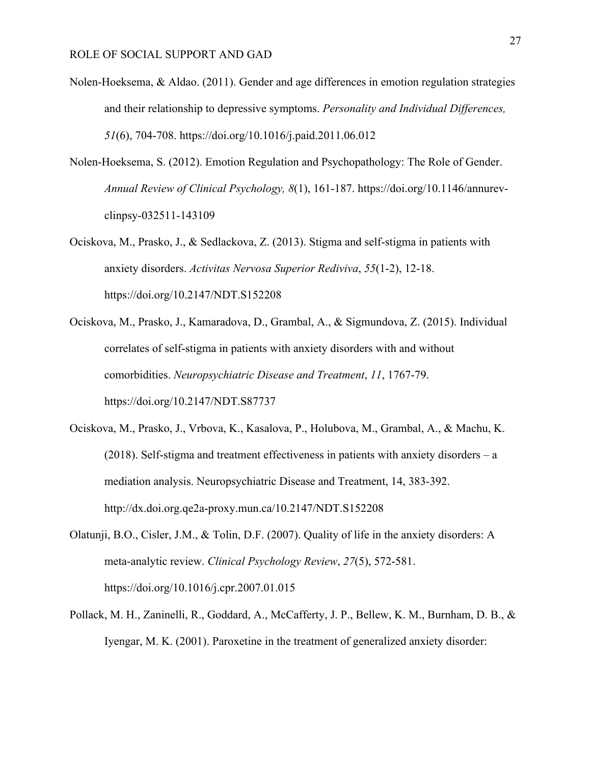Nolen-Hoeksema, & Aldao. (2011). Gender and age differences in emotion regulation strategies and their relationship to depressive symptoms. *Personality and Individual Differences, 51*(6), 704-708. https://doi.org/10.1016/j.paid.2011.06.012

Nolen-Hoeksema, S. (2012). Emotion Regulation and Psychopathology: The Role of Gender. *Annual Review of Clinical Psychology, 8*(1), 161-187. https://doi.org/10.1146/annurev-clinpsy-032511-143109

Ociskova, M., Prasko, J., & Sedlackova, Z. (2013). Stigma and self-stigma in patients with anxiety disorders. *Activitas Nervosa Superior Rediviva*, *55*(1-2), 12-18. https://doi.org/10.2147/NDT.S152208

Ociskova, M., Prasko, J., Kamaradova, D., Grambal, A., & Sigmundova, Z. (2015). Individual correlates of self-stigma in patients with anxiety disorders with and without comorbidities. *Neuropsychiatric Disease and Treatment*, *11*, 1767-79. https://doi.org/10.2147/NDT.S87737

Ociskova, M., Prasko, J., Vrbova, K., Kasalova, P., Holubova, M., Grambal, A., & Machu, K. (2018). Self-stigma and treatment effectiveness in patients with anxiety disorders – a mediation analysis. Neuropsychiatric Disease and Treatment, 14, 383-392. http://dx.doi.org.qe2a-proxy.mun.ca/10.2147/NDT.S152208

Olatunji, B.O., Cisler, J.M., & Tolin, D.F. (2007). Quality of life in the anxiety disorders: A meta-analytic review. *Clinical Psychology Review*, *27*(5), 572-581. https://doi.org/10.1016/j.cpr.2007.01.015

Pollack, M. H., Zaninelli, R., Goddard, A., McCafferty, J. P., Bellew, K. M., Burnham, D. B., & Iyengar, M. K. (2001). Paroxetine in the treatment of generalized anxiety disorder: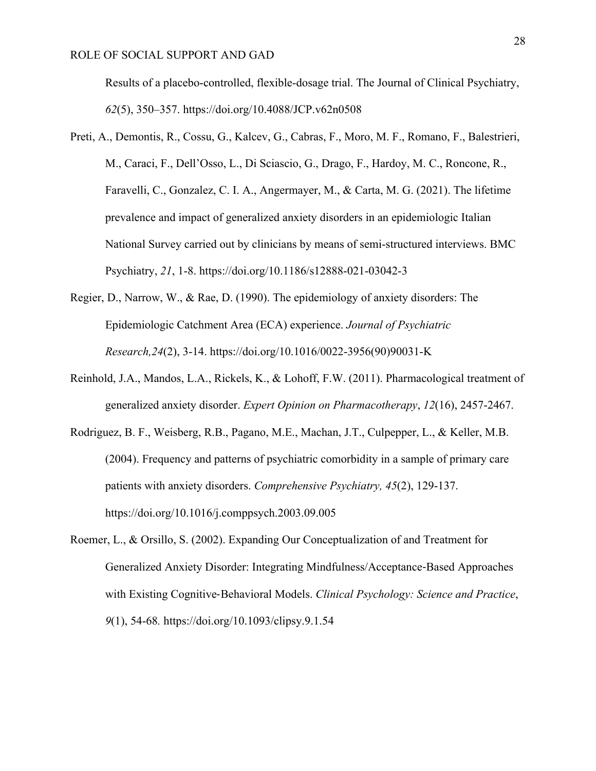Results of a placebo-controlled, flexible-dosage trial. The Journal of Clinical Psychiatry, *62*(5), 350–357. https://doi.org/10.4088/JCP.v62n0508

Preti, A., Demontis, R., Cossu, G., Kalcev, G., Cabras, F., Moro, M. F., Romano, F., Balestrieri, M., Caraci, F., Dell'Osso, L., Di Sciascio, G., Drago, F., Hardoy, M. C., Roncone, R., Faravelli, C., Gonzalez, C. I. A., Angermayer, M., & Carta, M. G. (2021). The lifetime prevalence and impact of generalized anxiety disorders in an epidemiologic Italian National Survey carried out by clinicians by means of semi-structured interviews. BMC Psychiatry, *21*, 1-8. https://doi.org/10.1186/s12888-021-03042-3

Regier, D., Narrow, W., & Rae, D. (1990). The epidemiology of anxiety disorders: The Epidemiologic Catchment Area (ECA) experience. *Journal of Psychiatric Research,24*(2), 3-14. https://doi.org/10.1016/0022-3956(90)90031-K

Reinhold, J.A., Mandos, L.A., Rickels, K., & Lohoff, F.W. (2011). Pharmacological treatment of generalized anxiety disorder. *Expert Opinion on Pharmacotherapy*, *12*(16), 2457-2467.

Rodriguez, B. F., Weisberg, R.B., Pagano, M.E., Machan, J.T., Culpepper, L., & Keller, M.B. (2004). Frequency and patterns of psychiatric comorbidity in a sample of primary care patients with anxiety disorders. *Comprehensive Psychiatry, 45*(2), 129-137. https://doi.org/10.1016/j.comppsych.2003.09.005

Roemer, L., & Orsillo, S. (2002). Expanding Our Conceptualization of and Treatment for Generalized Anxiety Disorder: Integrating Mindfulness/Acceptance-Based Approaches with Existing Cognitive-Behavioral Models. *Clinical Psychology: Science and Practice*, *9*(1), 54-68. https://doi.org/10.1093/clipsy.9.1.54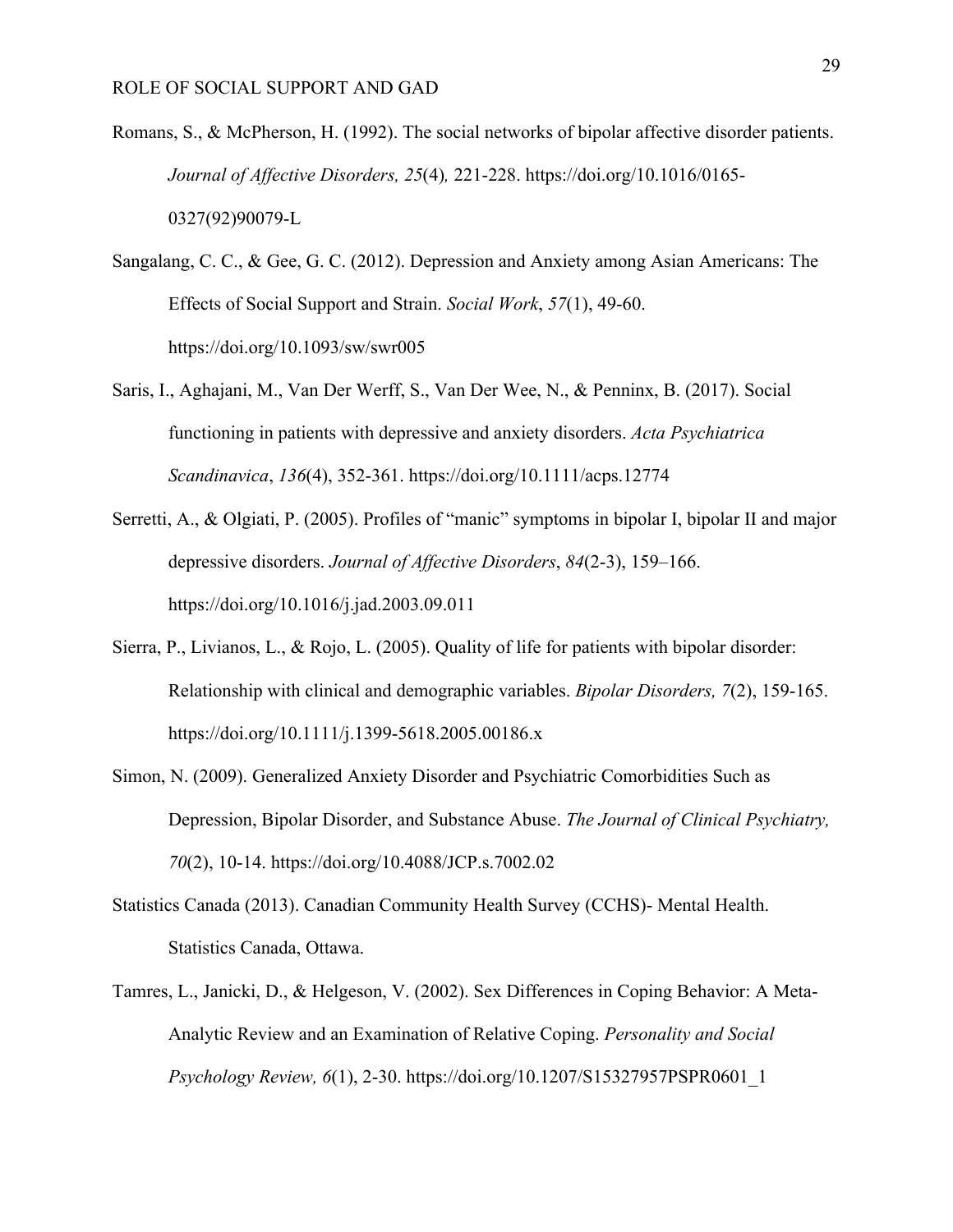Romans, S., & McPherson, H. (1992). The social networks of bipolar affective disorder patients. *Journal of Affective Disorders, 25*(4)*,* 221-228. https://doi.org/10.1016/0165-0327(92)90079-L

Sangalang, C. C., & Gee, G. C. (2012). Depression and Anxiety among Asian Americans: The Effects of Social Support and Strain. *Social Work*, *57*(1), 49-60. https://doi.org/10.1093/sw/swr005

Saris, I., Aghajani, M., Van Der Werff, S., Van Der Wee, N., & Penninx, B. (2017). Social functioning in patients with depressive and anxiety disorders. *Acta Psychiatrica Scandinavica*, *136*(4), 352-361. https://doi.org/10.1111/acps.12774

Serretti, A., & Olgiati, P. (2005). Profiles of "manic" symptoms in bipolar I, bipolar II and major depressive disorders. *Journal of Affective Disorders*, *84*(2-3), 159–166. https://doi.org/10.1016/j.jad.2003.09.011

Sierra, P., Livianos, L., & Rojo, L. (2005). Quality of life for patients with bipolar disorder: Relationship with clinical and demographic variables. *Bipolar Disorders, 7*(2), 159-165. https://doi.org/10.1111/j.1399-5618.2005.00186.x

Simon, N. (2009). Generalized Anxiety Disorder and Psychiatric Comorbidities Such as Depression, Bipolar Disorder, and Substance Abuse. *The Journal of Clinical Psychiatry, 70*(2), 10-14. https://doi.org/10.4088/JCP.s.7002.02

Statistics Canada (2013). Canadian Community Health Survey (CCHS)- Mental Health. Statistics Canada, Ottawa.

Tamres, L., Janicki, D., & Helgeson, V. (2002). Sex Differences in Coping Behavior: A Meta-Analytic Review and an Examination of Relative Coping. *Personality and Social Psychology Review, 6*(1), 2-30. https://doi.org/10.1207/S15327957PSPR0601_1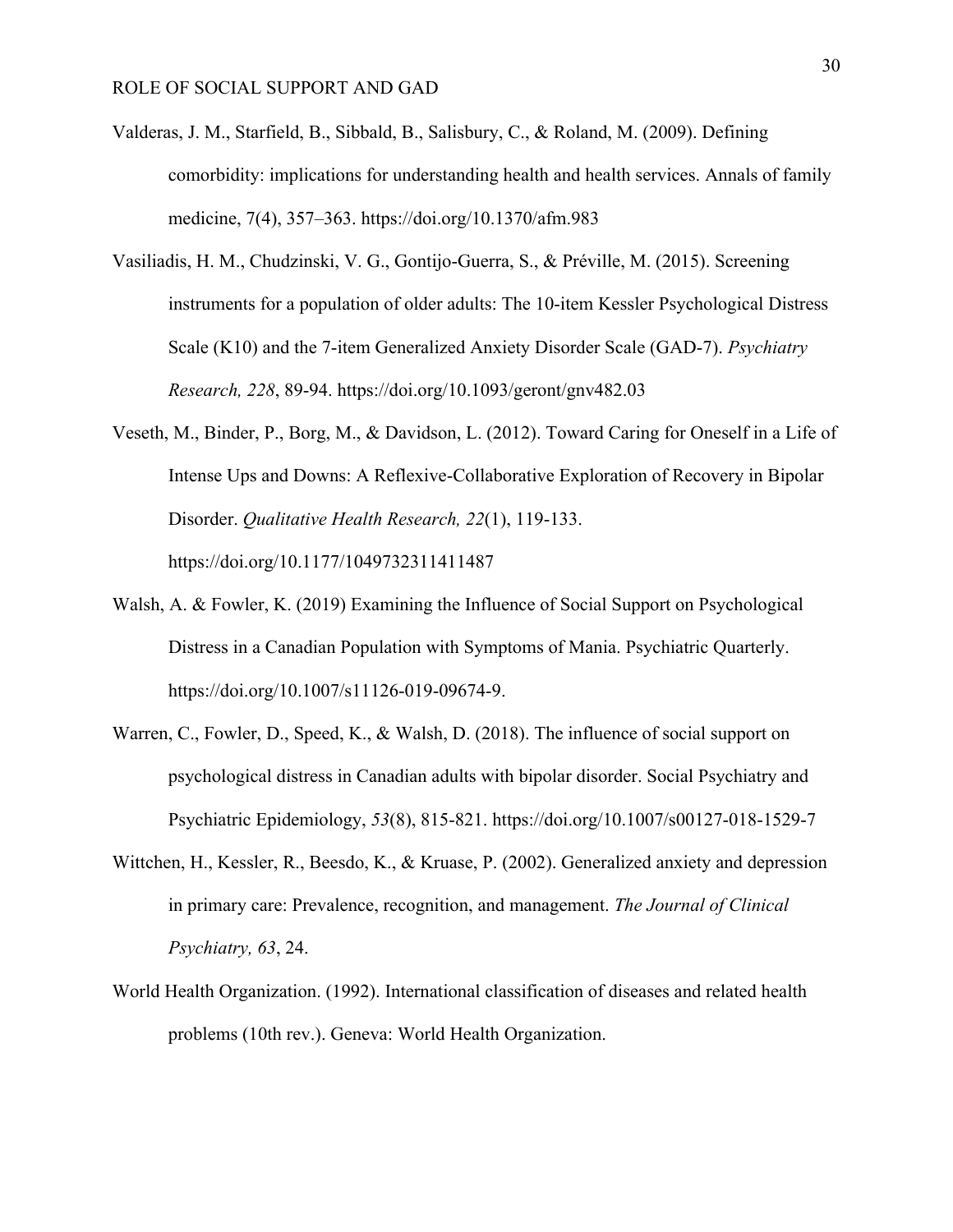Valderas, J. M., Starfield, B., Sibbald, B., Salisbury, C., & Roland, M. (2009). Defining comorbidity: implications for understanding health and health services. Annals of family medicine, 7(4), 357–363. https://doi.org/10.1370/afm.983

Vasiliadis, H. M., Chudzinski, V. G., Gontijo-Guerra, S., & Préville, M. (2015). Screening instruments for a population of older adults: The 10-item Kessler Psychological Distress Scale (K10) and the 7-item Generalized Anxiety Disorder Scale (GAD-7). *Psychiatry Research, 228*, 89-94. https://doi.org/10.1093/geront/gnv482.03

Veseth, M., Binder, P., Borg, M., & Davidson, L. (2012). Toward Caring for Oneself in a Life of Intense Ups and Downs: A Reflexive-Collaborative Exploration of Recovery in Bipolar Disorder. *Qualitative Health Research, 22*(1), 119-133. https://doi.org/10.1177/1049732311411487

Walsh, A. & Fowler, K. (2019) Examining the Influence of Social Support on Psychological Distress in a Canadian Population with Symptoms of Mania. Psychiatric Quarterly. https://doi.org/10.1007/s11126-019-09674-9.

Warren, C., Fowler, D., Speed, K., & Walsh, D. (2018). The influence of social support on psychological distress in Canadian adults with bipolar disorder. Social Psychiatry and Psychiatric Epidemiology, *53*(8), 815-821. https://doi.org/10.1007/s00127-018-1529-7

Wittchen, H., Kessler, R., Beesdo, K., & Kruase, P. (2002). Generalized anxiety and depression in primary care: Prevalence, recognition, and management. *The Journal of Clinical Psychiatry, 63*, 24.

World Health Organization. (1992). International classification of diseases and related health problems (10th rev.). Geneva: World Health Organization.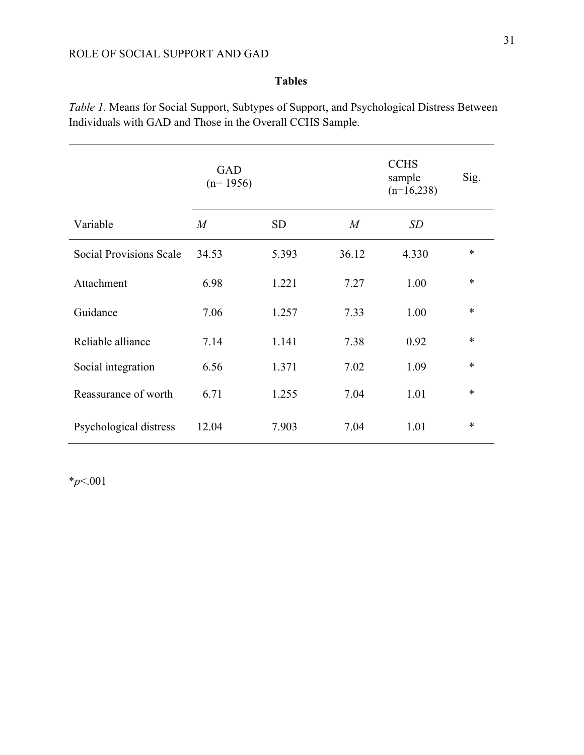**Tables**

*Table 1.* Means for Social Support, Subtypes of Support, and Psychological Distress Between Individuals with GAD and Those in the Overall CCHS Sample.

| | GAD (n= 1956) | | CCHS sample (n=16,238) | | Sig. |
|---|---|---|---|---|---|
| Variable | *M* | SD | *M* | *SD* | |
| Social Provisions Scale | 34.53 | 5.393 | 36.12 | 4.330 | * |
| Attachment | 6.98 | 1.221 | 7.27 | 1.00 | * |
| Guidance | 7.06 | 1.257 | 7.33 | 1.00 | * |
| Reliable alliance | 7.14 | 1.141 | 7.38 | 0.92 | * |
| Social integration | 6.56 | 1.371 | 7.02 | 1.09 | * |
| Reassurance of worth | 6.71 | 1.255 | 7.04 | 1.01 | * |
| Psychological distress | 12.04 | 7.903 | 7.04 | 1.01 | * |

*$p$<.001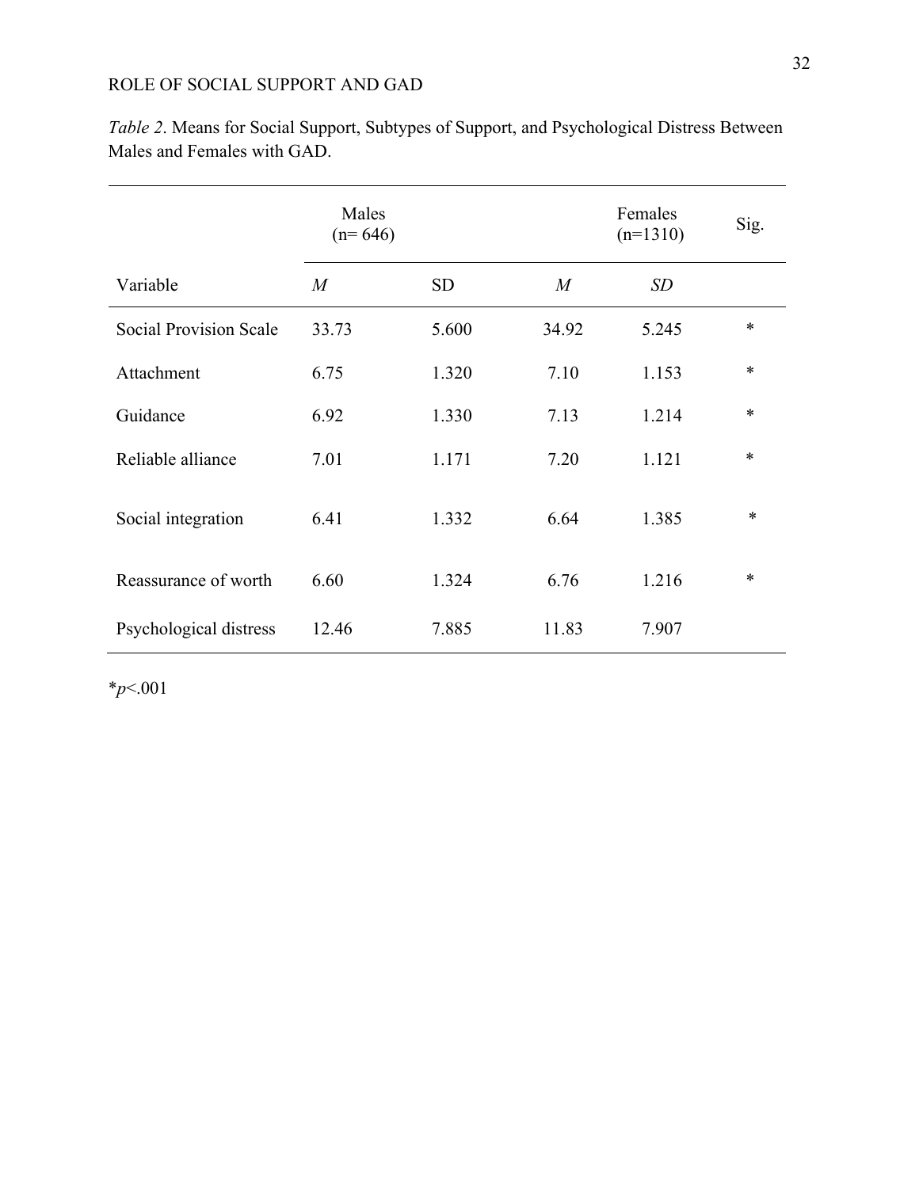*Table 2*. Means for Social Support, Subtypes of Support, and Psychological Distress Between Males and Females with GAD.

| | Males (n= 646) | | Females (n=1310) | | Sig. |
|---|---|---|---|---|---|
| Variable | *M* | SD | *M* | *SD* | |
| Social Provision Scale | 33.73 | 5.600 | 34.92 | 5.245 | * |
| Attachment | 6.75 | 1.320 | 7.10 | 1.153 | * |
| Guidance | 6.92 | 1.330 | 7.13 | 1.214 | * |
| Reliable alliance | 7.01 | 1.171 | 7.20 | 1.121 | * |
| Social integration | 6.41 | 1.332 | 6.64 | 1.385 | * |
| Reassurance of worth | 6.60 | 1.324 | 6.76 | 1.216 | * |
| Psychological distress | 12.46 | 7.885 | 11.83 | 7.907 | |

*$p$<.001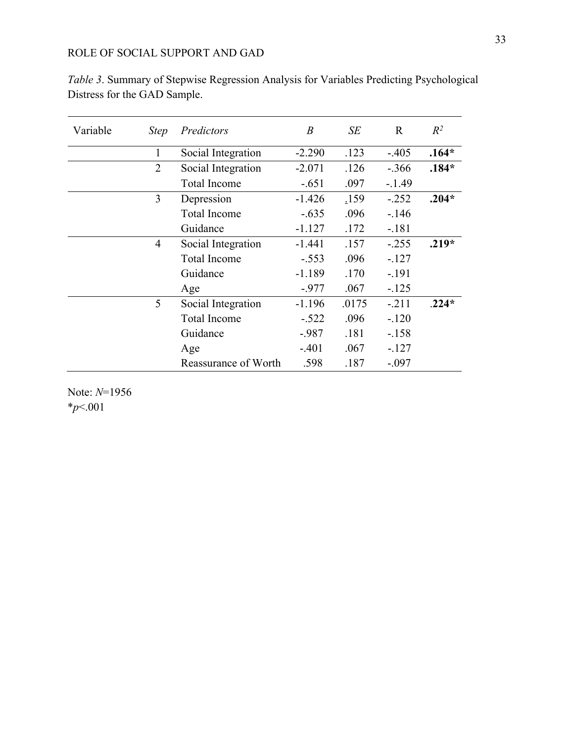*Table 3*. Summary of Stepwise Regression Analysis for Variables Predicting Psychological Distress for the GAD Sample.

| Variable | *Step* | *Predictors* | *B* | *SE* | R | $R^2$ |
|---|---|---|---|---|---|---|
| | 1 | Social Integration | -2.290 | .123 | -.405 | **.164*** |
| | 2 | Social Integration | -2.071 | .126 | -.366 | **.184*** |
| | | Total Income | -.651 | .097 | -.1.49 | |
| | 3 | Depression | -1.426 | .159 | -.252 | **.204*** |
| | | Total Income | -.635 | .096 | -.146 | |
| | | Guidance | -1.127 | .172 | -.181 | |
| | 4 | Social Integration | -1.441 | .157 | -.255 | **.219*** |
| | | Total Income | -.553 | .096 | -.127 | |
| | | Guidance | -1.189 | .170 | -.191 | |
| | | Age | -.977 | .067 | -.125 | |
| | 5 | Social Integration | -1.196 | .0175 | -.211 | .**224*** |
| | | Total Income | -.522 | .096 | -.120 | |
| | | Guidance | -.987 | .181 | -.158 | |
| | | Age | -.401 | .067 | -.127 | |
| | | Reassurance of Worth | .598 | .187 | -.097 | |

Note: *N*=1956

**p*<.001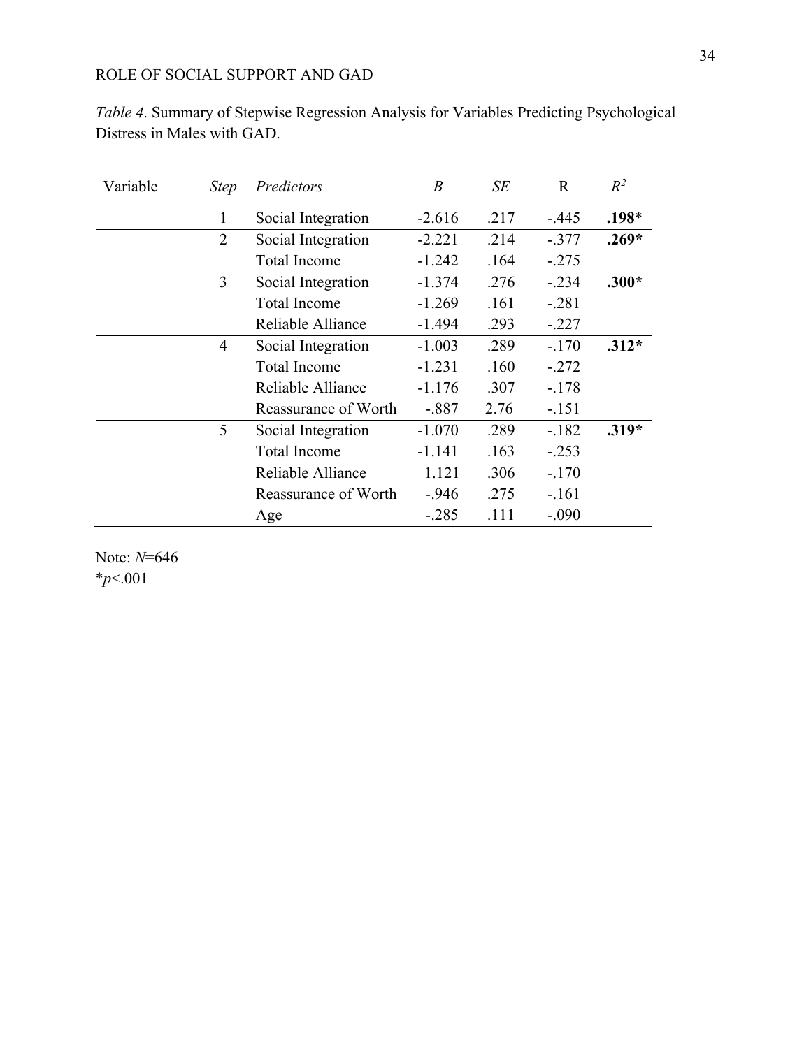*Table 4*. Summary of Stepwise Regression Analysis for Variables Predicting Psychological Distress in Males with GAD.

| Variable | *Step* | *Predictors* | *B* | *SE* | R | $R^2$ |
|---|---|---|---|---|---|---|
| | 1 | Social Integration | -2.616 | .217 | -.445 | **.198*** |
| | 2 | Social Integration | -2.221 | .214 | -.377 | **.269*** |
| | | Total Income | -1.242 | .164 | -.275 | |
| | 3 | Social Integration | -1.374 | .276 | -.234 | **.300*** |
| | | Total Income | -1.269 | .161 | -.281 | |
| | | Reliable Alliance | -1.494 | .293 | -.227 | |
| | 4 | Social Integration | -1.003 | .289 | -.170 | **.312*** |
| | | Total Income | -1.231 | .160 | -.272 | |
| | | Reliable Alliance | -1.176 | .307 | -.178 | |
| | | Reassurance of Worth | -.887 | 2.76 | -.151 | |
| | 5 | Social Integration | -1.070 | .289 | -.182 | **.319*** |
| | | Total Income | -1.141 | .163 | -.253 | |
| | | Reliable Alliance | 1.121 | .306 | -.170 | |
| | | Reassurance of Worth | -.946 | .275 | -.161 | |
| | | Age | -.285 | .111 | -.090 | |

Note: *N*=646
**p*<.001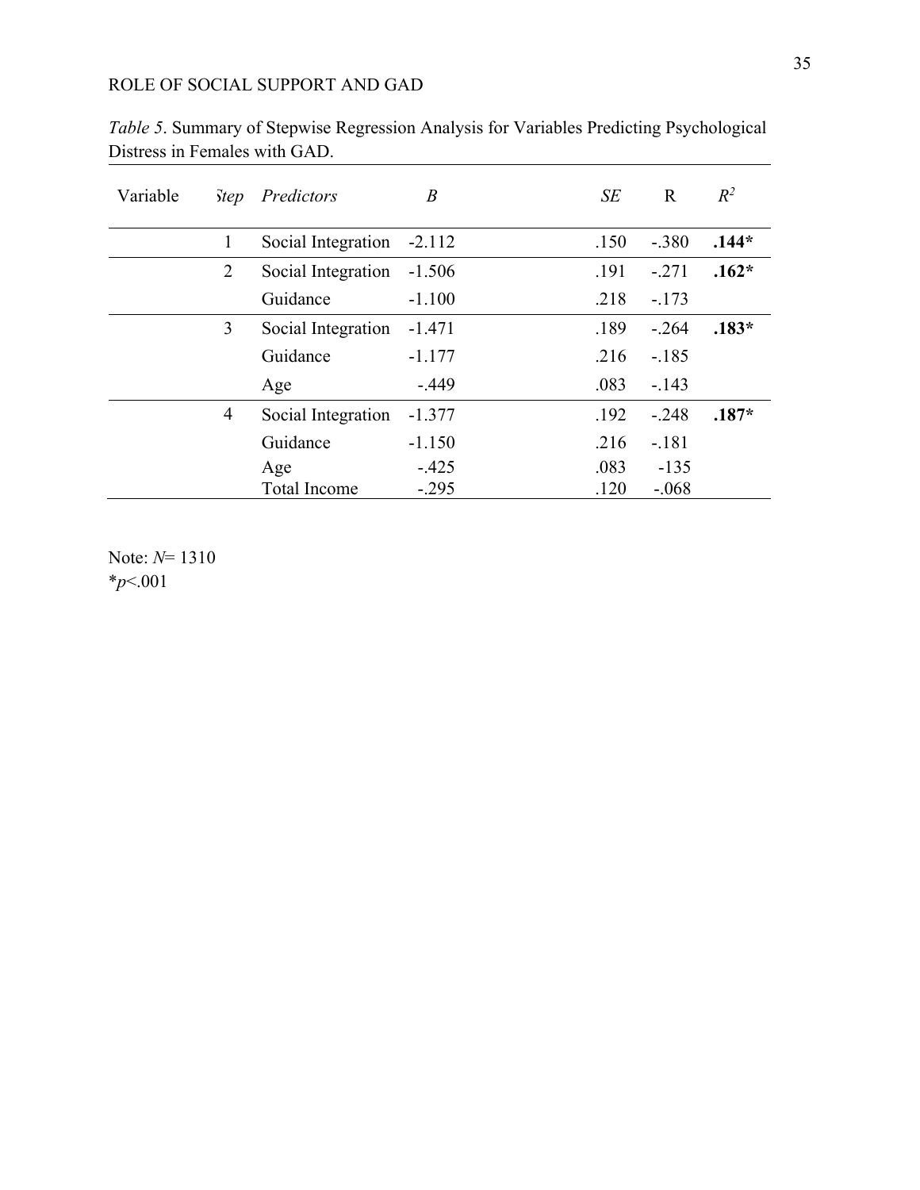*Table 5*. Summary of Stepwise Regression Analysis for Variables Predicting Psychological Distress in Females with GAD.

| Variable | *Step* | *Predictors* | *B* | *SE* | R | $R^2$ |
|---|---|---|---|---|---|---|
| | 1 | Social Integration | -2.112 | .150 | -.380 | **.144*** |
| | 2 | Social Integration | -1.506 | .191 | -.271 | **.162*** |
| | | Guidance | -1.100 | .218 | -.173 | |
| | 3 | Social Integration | -1.471 | .189 | -.264 | **.183*** |
| | | Guidance | -1.177 | .216 | -.185 | |
| | | Age | -.449 | .083 | -.143 | |
| | 4 | Social Integration | -1.377 | .192 | -.248 | **.187*** |
| | | Guidance | -1.150 | .216 | -.181 | |
| | | Age | -.425 | .083 | -135 | |
| | | Total Income | -.295 | .120 | -.068 | |

Note: *N*= 1310
*$p$<.001